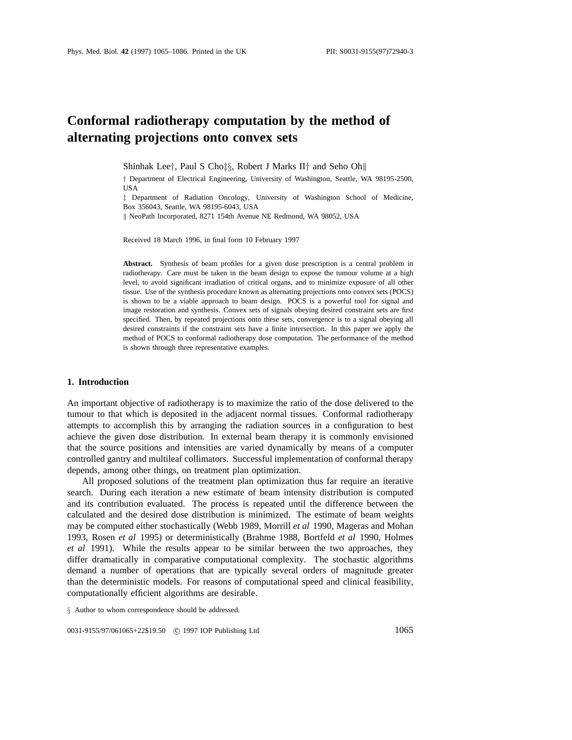# Conformal radiotherapy computation by the method of alternating projections onto convex sets

Shinhak Lee†, Paul S Cho‡§, Robert J Marks II† and Seho Oh‖

† Department of Electrical Engineering, University of Washington, Seattle, WA 98195-2500, USA

‡ Department of Radiation Oncology, University of Washington School of Medicine, Box 356043, Seattle, WA 98195-6043, USA

‖ NeoPath Incorporated, 8271 154th Avenue NE Redmond, WA 98052, USA

Received 18 March 1996, in final form 10 February 1997

**Abstract.** Synthesis of beam profiles for a given dose prescription is a central problem in radiotherapy. Care must be taken in the beam design to expose the tumour volume at a high level, to avoid significant irradiation of critical organs, and to minimize exposure of all other tissue. Use of the synthesis procedure known as alternating projections onto convex sets (POCS) is shown to be a viable approach to beam design. POCS is a powerful tool for signal and image restoration and synthesis. Convex sets of signals obeying desired constraint sets are first specified. Then, by repeated projections onto these sets, convergence is to a signal obeying all desired constraints if the constraint sets have a finite intersection. In this paper we apply the method of POCS to conformal radiotherapy dose computation. The performance of the method is shown through three representative examples.

## 1. Introduction

An important objective of radiotherapy is to maximize the ratio of the dose delivered to the tumour to that which is deposited in the adjacent normal tissues. Conformal radiotherapy attempts to accomplish this by arranging the radiation sources in a configuration to best achieve the given dose distribution. In external beam therapy it is commonly envisioned that the source positions and intensities are varied dynamically by means of a computer controlled gantry and multileaf collimators. Successful implementation of conformal therapy depends, among other things, on treatment plan optimization.

All proposed solutions of the treatment plan optimization thus far require an iterative search. During each iteration a new estimate of beam intensity distribution is computed and its contribution evaluated. The process is repeated until the difference between the calculated and the desired dose distribution is minimized. The estimate of beam weights may be computed either stochastically (Webb 1989, Morrill *et al* 1990, Mageras and Mohan 1993, Rosen *et al* 1995) or deterministically (Brahme 1988, Bortfeld *et al* 1990, Holmes *et al* 1991). While the results appear to be similar between the two approaches, they differ dramatically in comparative computational complexity. The stochastic algorithms demand a number of operations that are typically several orders of magnitude greater than the deterministic models. For reasons of computational speed and clinical feasibility, computationally efficient algorithms are desirable.

§ Author to whom correspondence should be addressed.

0031-9155/97/061065+22$19.50 © 1997 IOP Publishing Ltd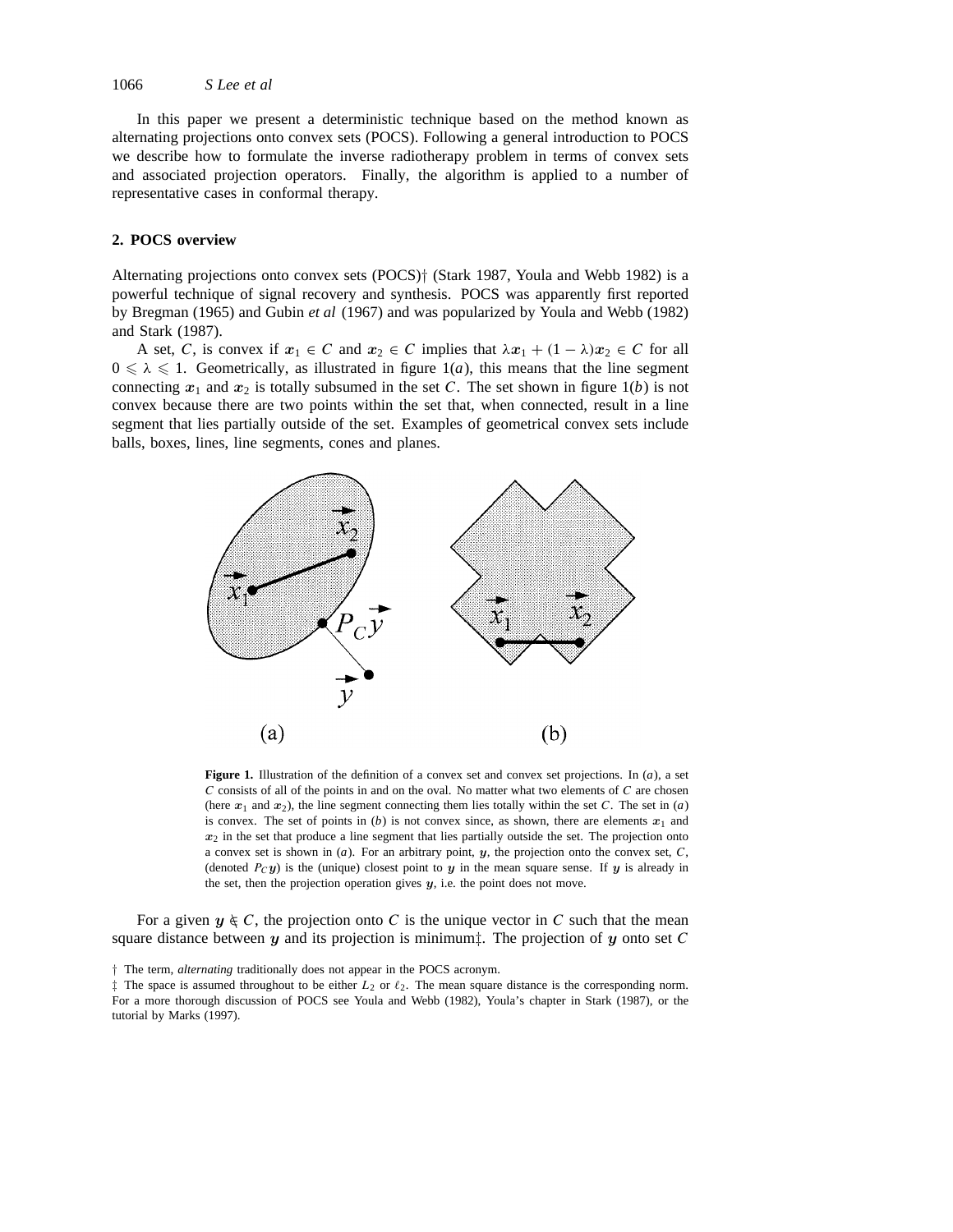In this paper we present a deterministic technique based on the method known as alternating projections onto convex sets (POCS). Following a general introduction to POCS we describe how to formulate the inverse radiotherapy problem in terms of convex sets and associated projection operators. Finally, the algorithm is applied to a number of representative cases in conformal therapy.

## 2. POCS overview

Alternating projections onto convex sets (POCS)† (Stark 1987, Youla and Webb 1982) is a powerful technique of signal recovery and synthesis. POCS was apparently first reported by Bregman (1965) and Gubin *et al* (1967) and was popularized by Youla and Webb (1982) and Stark (1987).

A set, $C$, is convex if $\boldsymbol{x}_1 \in C$ and $\boldsymbol{x}_2 \in C$ implies that $\lambda \boldsymbol{x}_1 + (1-\lambda)\boldsymbol{x}_2 \in C$ for all $0 \leqslant \lambda \leqslant 1$. Geometrically, as illustrated in figure 1(*a*), this means that the line segment connecting $\boldsymbol{x}_1$ and $\boldsymbol{x}_2$ is totally subsumed in the set $C$. The set shown in figure 1(*b*) is not convex because there are two points within the set that, when connected, result in a line segment that lies partially outside of the set. Examples of geometrical convex sets include balls, boxes, lines, line segments, cones and planes.

**Figure 1.** Illustration of the definition of a convex set and convex set projections. In (*a*), a set $C$ consists of all of the points in and on the oval. No matter what two elements of $C$ are chosen (here $\boldsymbol{x}_1$ and $\boldsymbol{x}_2$), the line segment connecting them lies totally within the set $C$. The set in (*a*) is convex. The set of points in (*b*) is not convex since, as shown, there are elements $\boldsymbol{x}_1$ and $\boldsymbol{x}_2$ in the set that produce a line segment that lies partially outside the set. The projection onto a convex set is shown in (*a*). For an arbitrary point, $\boldsymbol{y}$, the projection onto the convex set, $C$, (denoted $P_C\boldsymbol{y}$) is the (unique) closest point to $\boldsymbol{y}$ in the mean square sense. If $\boldsymbol{y}$ is already in the set, then the projection operation gives $\boldsymbol{y}$, i.e. the point does not move.

For a given $\boldsymbol{y} \notin C$, the projection onto $C$ is the unique vector in $C$ such that the mean square distance between $\boldsymbol{y}$ and its projection is minimum‡. The projection of $\boldsymbol{y}$ onto set $C$

† The term, *alternating* traditionally does not appear in the POCS acronym.

‡ The space is assumed throughout to be either $L_2$ or $\ell_2$. The mean square distance is the corresponding norm. For a more thorough discussion of POCS see Youla and Webb (1982), Youla's chapter in Stark (1987), or the tutorial by Marks (1997).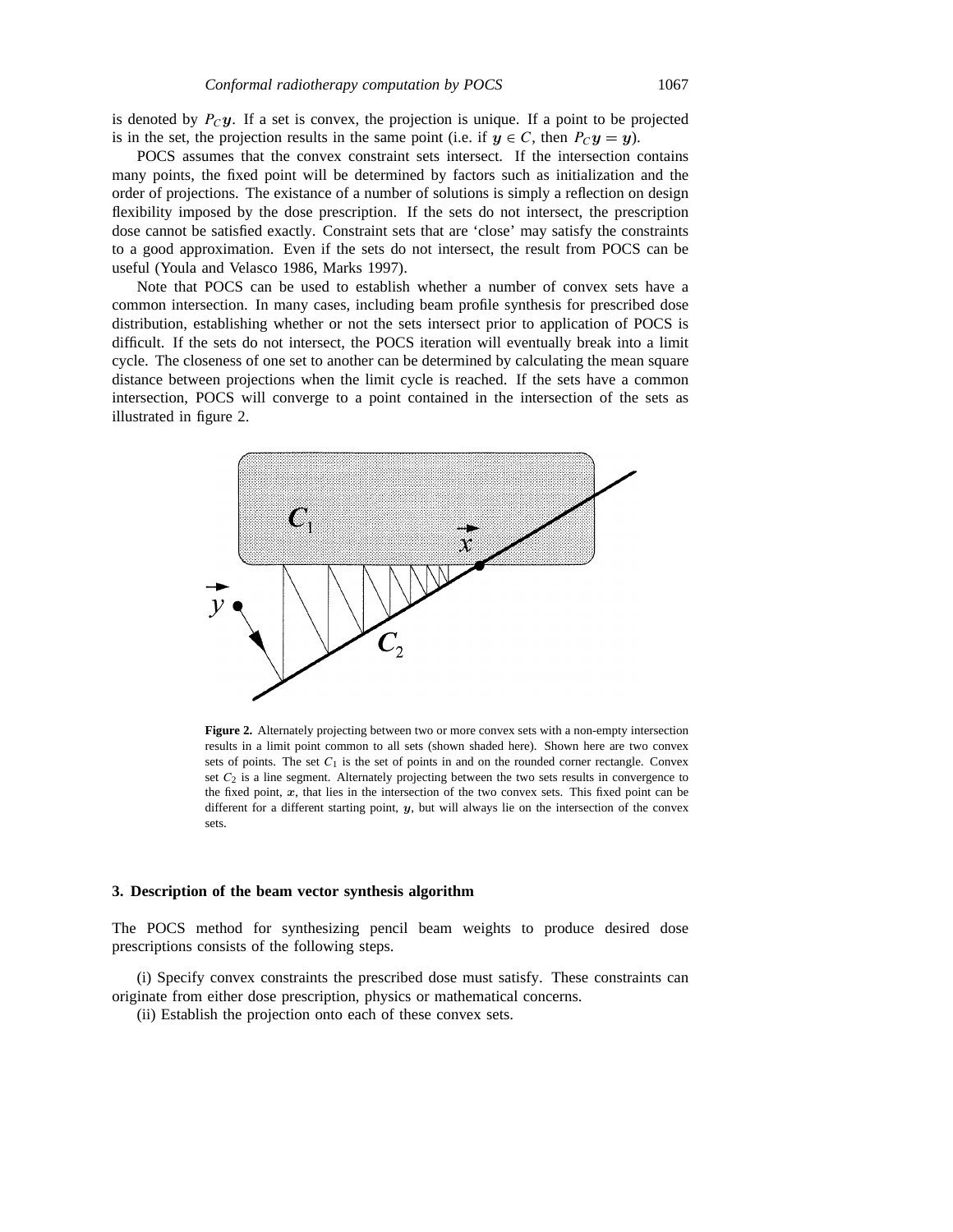is denoted by $P_C\boldsymbol{y}$. If a set is convex, the projection is unique. If a point to be projected is in the set, the projection results in the same point (i.e. if $\boldsymbol{y} \in C$, then $P_C\boldsymbol{y} = \boldsymbol{y}$).

POCS assumes that the convex constraint sets intersect. If the intersection contains many points, the fixed point will be determined by factors such as initialization and the order of projections. The existance of a number of solutions is simply a reflection on design flexibility imposed by the dose prescription. If the sets do not intersect, the prescription dose cannot be satisfied exactly. Constraint sets that are 'close' may satisfy the constraints to a good approximation. Even if the sets do not intersect, the result from POCS can be useful (Youla and Velasco 1986, Marks 1997).

Note that POCS can be used to establish whether a number of convex sets have a common intersection. In many cases, including beam profile synthesis for prescribed dose distribution, establishing whether or not the sets intersect prior to application of POCS is difficult. If the sets do not intersect, the POCS iteration will eventually break into a limit cycle. The closeness of one set to another can be determined by calculating the mean square distance between projections when the limit cycle is reached. If the sets have a common intersection, POCS will converge to a point contained in the intersection of the sets as illustrated in figure 2.

**Figure 2.** Alternately projecting between two or more convex sets with a non-empty intersection results in a limit point common to all sets (shown shaded here). Shown here are two convex sets of points. The set $C_1$ is the set of points in and on the rounded corner rectangle. Convex set $C_2$ is a line segment. Alternately projecting between the two sets results in convergence to the fixed point, $\boldsymbol{x}$, that lies in the intersection of the two convex sets. This fixed point can be different for a different starting point, $\boldsymbol{y}$, but will always lie on the intersection of the convex sets.

## 3. Description of the beam vector synthesis algorithm

The POCS method for synthesizing pencil beam weights to produce desired dose prescriptions consists of the following steps.

(i) Specify convex constraints the prescribed dose must satisfy. These constraints can originate from either dose prescription, physics or mathematical concerns.

(ii) Establish the projection onto each of these convex sets.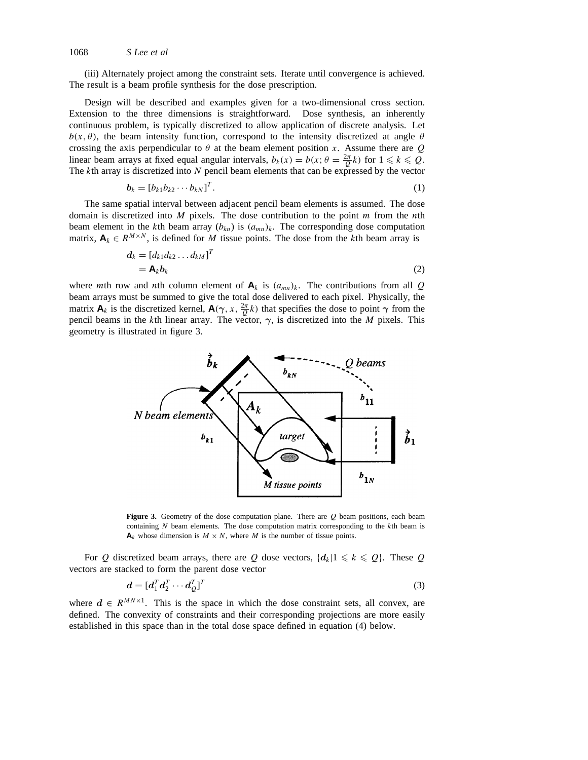(iii) Alternately project among the constraint sets. Iterate until convergence is achieved. The result is a beam profile synthesis for the dose prescription.

Design will be described and examples given for a two-dimensional cross section. Extension to the three dimensions is straightforward. Dose synthesis, an inherently continuous problem, is typically discretized to allow application of discrete analysis. Let $b(x, \theta)$, the beam intensity function, correspond to the intensity discretized at angle $\theta$ crossing the axis perpendicular to $\theta$ at the beam element position $x$. Assume there are $Q$ linear beam arrays at fixed equal angular intervals, $b_k(x) = b(x; \theta = \frac{2\pi}{Q}k)$ for $1 \leqslant k \leqslant Q$. The $k$th array is discretized into $N$ pencil beam elements that can be expressed by the vector

$$\boldsymbol{b}_k = [b_{k1} b_{k2} \cdots b_{kN}]^T. \tag{1}$$

The same spatial interval between adjacent pencil beam elements is assumed. The dose domain is discretized into $M$ pixels. The dose contribution to the point $m$ from the $n$th beam element in the $k$th beam array ($b_{kn}$) is $(a_{mn})_k$. The corresponding dose computation matrix, $\mathbf{A}_k \in R^{M \times N}$, is defined for $M$ tissue points. The dose from the $k$th beam array is

$$\begin{aligned} \boldsymbol{d}_k &= [d_{k1} d_{k2} \ldots d_{kM}]^T \\ &= \mathbf{A}_k \boldsymbol{b}_k \end{aligned} \tag{2}$$

where $m$th row and $n$th column element of $\mathbf{A}_k$ is $(a_{mn})_k$. The contributions from all $Q$ beam arrays must be summed to give the total dose delivered to each pixel. Physically, the matrix $\mathbf{A}_k$ is the discretized kernel, $\mathbf{A}(\boldsymbol{\gamma}, x, \frac{2\pi}{Q}k)$ that specifies the dose to point $\boldsymbol{\gamma}$ from the pencil beams in the $k$th linear array. The vector, $\boldsymbol{\gamma}$, is discretized into the $M$ pixels. This geometry is illustrated in figure 3.

**Figure 3.** Geometry of the dose computation plane. There are $Q$ beam positions, each beam containing $N$ beam elements. The dose computation matrix corresponding to the $k$th beam is $\mathbf{A}_k$ whose dimension is $M \times N$, where $M$ is the number of tissue points.

For $Q$ discretized beam arrays, there are $Q$ dose vectors, $\{\boldsymbol{d}_k | 1 \leqslant k \leqslant Q\}$. These $Q$ vectors are stacked to form the parent dose vector

$$\boldsymbol{d} = [\boldsymbol{d}_1^T \boldsymbol{d}_2^T \cdots \boldsymbol{d}_Q^T]^T \tag{3}$$

where $\boldsymbol{d} \in R^{MN \times 1}$. This is the space in which the dose constraint sets, all convex, are defined. The convexity of constraints and their corresponding projections are more easily established in this space than in the total dose space defined in equation (4) below.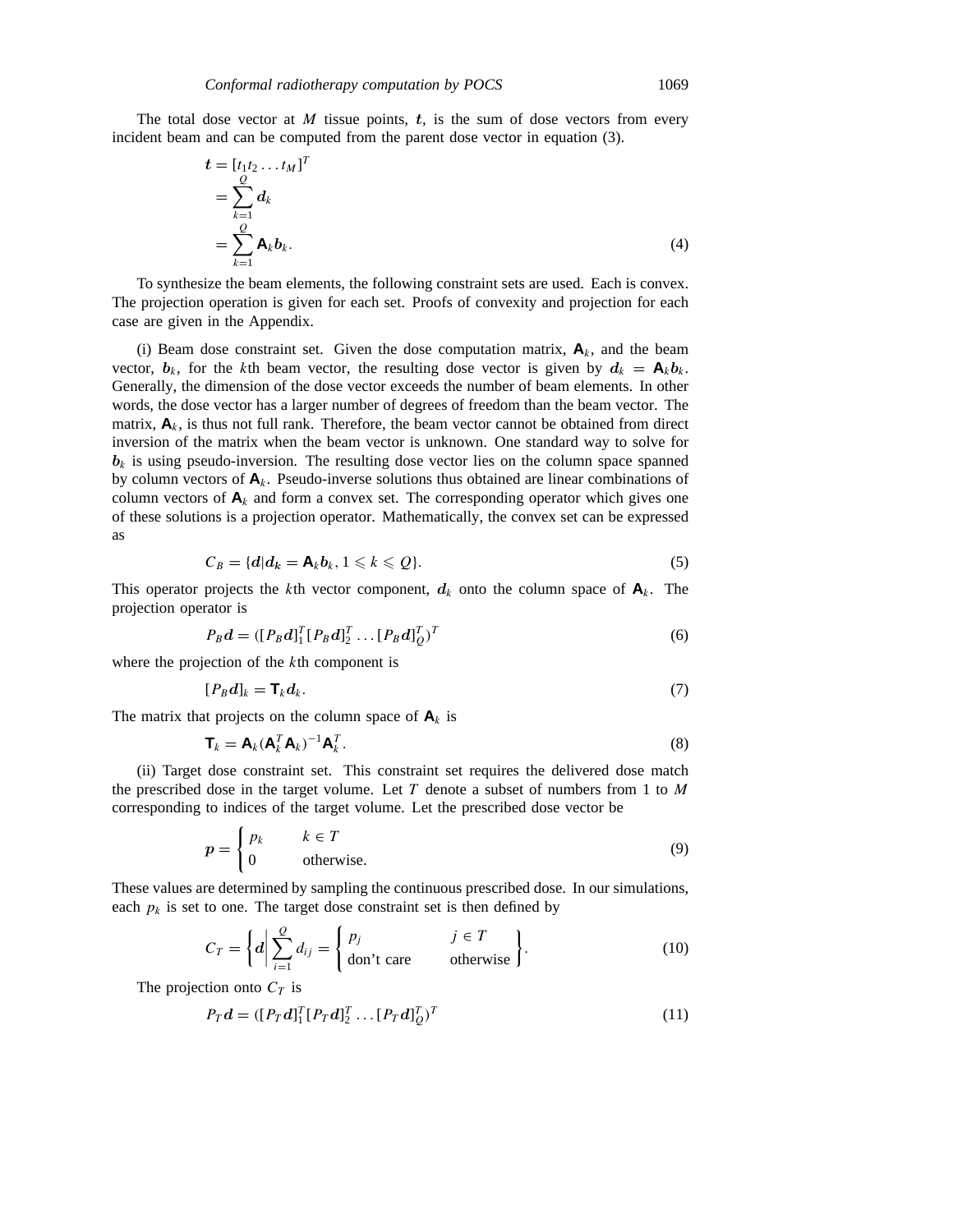The total dose vector at $M$ tissue points, $\boldsymbol{t}$, is the sum of dose vectors from every incident beam and can be computed from the parent dose vector in equation (3).

$$
\begin{aligned}
\boldsymbol{t} &= [t_1 t_2 \ldots t_M]^T \\
&= \sum_{k=1}^{Q} \boldsymbol{d}_k \\
&= \sum_{k=1}^{Q} \mathbf{A}_k \boldsymbol{b}_k.
\end{aligned} \tag{4}
$$

To synthesize the beam elements, the following constraint sets are used. Each is convex. The projection operation is given for each set. Proofs of convexity and projection for each case are given in the Appendix.

(i) Beam dose constraint set. Given the dose computation matrix, $\mathbf{A}_k$, and the beam vector, $\boldsymbol{b}_k$, for the $k$th beam vector, the resulting dose vector is given by $\boldsymbol{d}_k = \mathbf{A}_k \boldsymbol{b}_k$. Generally, the dimension of the dose vector exceeds the number of beam elements. In other words, the dose vector has a larger number of degrees of freedom than the beam vector. The matrix, $\mathbf{A}_k$, is thus not full rank. Therefore, the beam vector cannot be obtained from direct inversion of the matrix when the beam vector is unknown. One standard way to solve for $\boldsymbol{b}_k$ is using pseudo-inversion. The resulting dose vector lies on the column space spanned by column vectors of $\mathbf{A}_k$. Pseudo-inverse solutions thus obtained are linear combinations of column vectors of $\mathbf{A}_k$ and form a convex set. The corresponding operator which gives one of these solutions is a projection operator. Mathematically, the convex set can be expressed as

$$
C_B = \{\boldsymbol{d} | \boldsymbol{d}_k = \mathbf{A}_k \boldsymbol{b}_k, 1 \leqslant k \leqslant Q\}. \tag{5}
$$

This operator projects the $k$th vector component, $\boldsymbol{d}_k$ onto the column space of $\mathbf{A}_k$. The projection operator is

$$
P_B \boldsymbol{d} = ([P_B \boldsymbol{d}]_1^T [P_B \boldsymbol{d}]_2^T \ldots [P_B \boldsymbol{d}]_Q^T)^T \tag{6}
$$

where the projection of the $k$th component is

$$
[P_B \boldsymbol{d}]_k = \mathbf{T}_k \boldsymbol{d}_k. \tag{7}
$$

The matrix that projects on the column space of $\mathbf{A}_k$ is

$$
\mathbf{T}_k = \mathbf{A}_k (\mathbf{A}_k^T \mathbf{A}_k)^{-1} \mathbf{A}_k^T. \tag{8}
$$

(ii) Target dose constraint set. This constraint set requires the delivered dose match the prescribed dose in the target volume. Let $T$ denote a subset of numbers from 1 to $M$ corresponding to indices of the target volume. Let the prescribed dose vector be

$$
\boldsymbol{p} = \begin{cases} p_k & k \in T \\ 0 & \text{otherwise.} \end{cases} \tag{9}
$$

These values are determined by sampling the continuous prescribed dose. In our simulations, each $p_k$ is set to one. The target dose constraint set is then defined by

$$
C_T = \left\{ \boldsymbol{d} \left| \sum_{i=1}^{Q} d_{ij} = \begin{cases} p_j & j \in T \\ \text{don't care} & \text{otherwise} \end{cases} \right. \right\}. \tag{10}
$$

The projection onto $C_T$ is

$$
P_T \boldsymbol{d} = ([P_T \boldsymbol{d}]_1^T [P_T \boldsymbol{d}]_2^T \ldots [P_T \boldsymbol{d}]_Q^T)^T \tag{11}
$$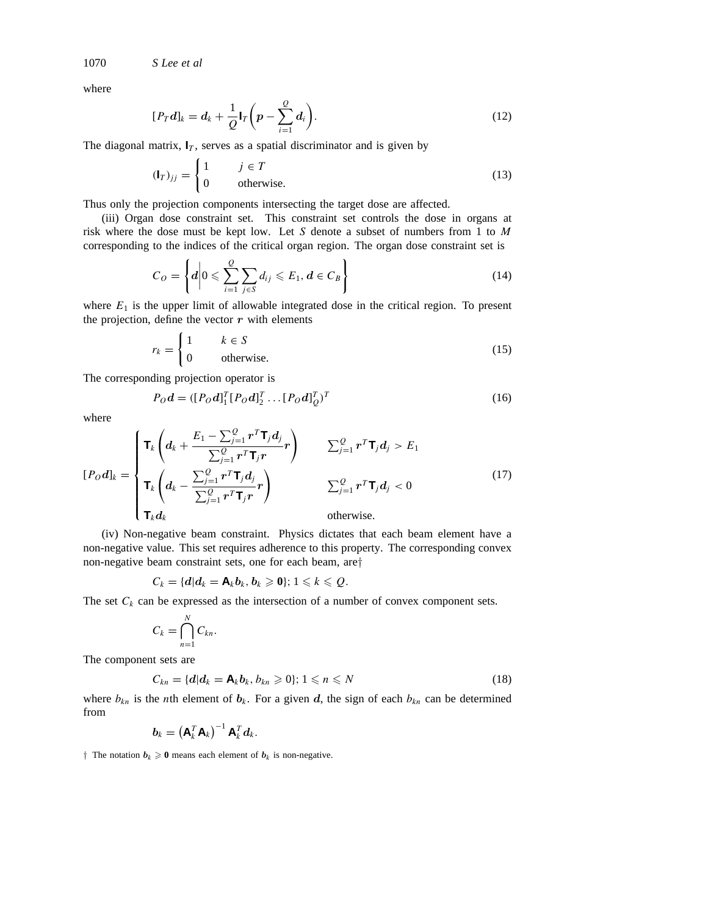where

$$[P_T \boldsymbol{d}]_k = \boldsymbol{d}_k + \frac{1}{Q}\mathbf{I}_T\left(\boldsymbol{p} - \sum_{i=1}^{Q} \boldsymbol{d}_i\right). \tag{12}$$

The diagonal matrix, $\mathbf{I}_T$, serves as a spatial discriminator and is given by

$$(\mathbf{I}_T)_{jj} = \begin{cases} 1 & j \in T \\ 0 & \text{otherwise.} \end{cases} \tag{13}$$

Thus only the projection components intersecting the target dose are affected.

(iii) Organ dose constraint set. This constraint set controls the dose in organs at risk where the dose must be kept low. Let $S$ denote a subset of numbers from 1 to $M$ corresponding to the indices of the critical organ region. The organ dose constraint set is

$$C_O = \left\{ \boldsymbol{d} \middle| 0 \leqslant \sum_{i=1}^{Q} \sum_{j \in S} d_{ij} \leqslant E_1, \boldsymbol{d} \in C_B \right\} \tag{14}$$

where $E_1$ is the upper limit of allowable integrated dose in the critical region. To present the projection, define the vector $\boldsymbol{r}$ with elements

$$r_k = \begin{cases} 1 & k \in S \\ 0 & \text{otherwise.} \end{cases} \tag{15}$$

The corresponding projection operator is

$$P_O \boldsymbol{d} = ([P_O \boldsymbol{d}]_1^T [P_O \boldsymbol{d}]_2^T \ldots [P_O \boldsymbol{d}]_Q^T)^T \tag{16}$$

where

$$[P_O \boldsymbol{d}]_k = \begin{cases} \mathbf{T}_k \left( \boldsymbol{d}_k + \dfrac{E_1 - \sum_{j=1}^{Q} \boldsymbol{r}^T \mathbf{T}_j \boldsymbol{d}_j}{\sum_{j=1}^{Q} \boldsymbol{r}^T \mathbf{T}_j \boldsymbol{r}} \boldsymbol{r} \right) & \sum_{j=1}^{Q} \boldsymbol{r}^T \mathbf{T}_j \boldsymbol{d}_j > E_1 \\ \mathbf{T}_k \left( \boldsymbol{d}_k - \dfrac{\sum_{j=1}^{Q} \boldsymbol{r}^T \mathbf{T}_j \boldsymbol{d}_j}{\sum_{j=1}^{Q} \boldsymbol{r}^T \mathbf{T}_j \boldsymbol{r}} \boldsymbol{r} \right) & \sum_{j=1}^{Q} \boldsymbol{r}^T \mathbf{T}_j \boldsymbol{d}_j < 0 \\ \mathbf{T}_k \boldsymbol{d}_k & \text{otherwise.} \end{cases} \tag{17}$$

(iv) Non-negative beam constraint. Physics dictates that each beam element have a non-negative value. This set requires adherence to this property. The corresponding convex non-negative beam constraint sets, one for each beam, are†

$$C_k = \{\boldsymbol{d} | \boldsymbol{d}_k = \mathbf{A}_k \boldsymbol{b}_k, \boldsymbol{b}_k \geqslant \mathbf{0}\};\ 1 \leqslant k \leqslant Q.$$

The set $C_k$ can be expressed as the intersection of a number of convex component sets.

$$C_k = \bigcap_{n=1}^{N} C_{kn}.$$

The component sets are

$$C_{kn} = \{\boldsymbol{d} | \boldsymbol{d}_k = \mathbf{A}_k \boldsymbol{b}_k, b_{kn} \geqslant 0\};\ 1 \leqslant n \leqslant N \tag{18}$$

where $b_{kn}$ is the $n$th element of $\boldsymbol{b}_k$. For a given $\boldsymbol{d}$, the sign of each $b_{kn}$ can be determined from

$$\boldsymbol{b}_k = \left(\mathbf{A}_k^T \mathbf{A}_k\right)^{-1} \mathbf{A}_k^T \boldsymbol{d}_k.$$

† The notation $\boldsymbol{b}_k \geqslant \mathbf{0}$ means each element of $\boldsymbol{b}_k$ is non-negative.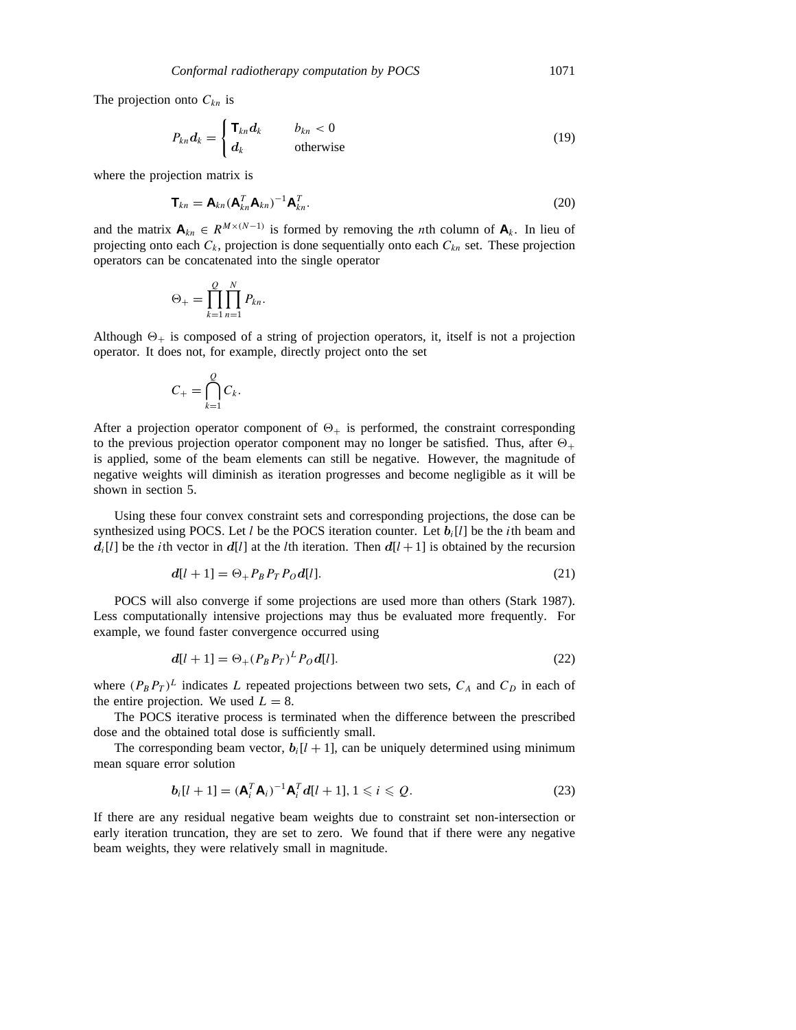The projection onto $C_{kn}$ is

$$P_{kn}\boldsymbol{d}_k = \begin{cases} \mathbf{T}_{kn}\boldsymbol{d}_k & b_{kn} < 0 \\ \boldsymbol{d}_k & \text{otherwise} \end{cases} \tag{19}$$

where the projection matrix is

$$\mathbf{T}_{kn} = \mathbf{A}_{kn}(\mathbf{A}_{kn}^T\mathbf{A}_{kn})^{-1}\mathbf{A}_{kn}^T. \tag{20}$$

and the matrix $\mathbf{A}_{kn} \in R^{M\times(N-1)}$ is formed by removing the $n$th column of $\mathbf{A}_k$. In lieu of projecting onto each $C_k$, projection is done sequentially onto each $C_{kn}$ set. These projection operators can be concatenated into the single operator

$$\Theta_+ = \prod_{k=1}^{Q}\prod_{n=1}^{N} P_{kn}.$$

Although $\Theta_+$ is composed of a string of projection operators, it, itself is not a projection operator. It does not, for example, directly project onto the set

$$C_+ = \bigcap_{k=1}^{Q} C_k.$$

After a projection operator component of $\Theta_+$ is performed, the constraint corresponding to the previous projection operator component may no longer be satisfied. Thus, after $\Theta_+$ is applied, some of the beam elements can still be negative. However, the magnitude of negative weights will diminish as iteration progresses and become negligible as it will be shown in section 5.

Using these four convex constraint sets and corresponding projections, the dose can be synthesized using POCS. Let $l$ be the POCS iteration counter. Let $\boldsymbol{b}_i[l]$ be the $i$th beam and $\boldsymbol{d}_i[l]$ be the $i$th vector in $\boldsymbol{d}[l]$ at the $l$th iteration. Then $\boldsymbol{d}[l+1]$ is obtained by the recursion

$$\boldsymbol{d}[l+1] = \Theta_+ P_B P_T P_O \boldsymbol{d}[l]. \tag{21}$$

POCS will also converge if some projections are used more than others (Stark 1987). Less computationally intensive projections may thus be evaluated more frequently. For example, we found faster convergence occurred using

$$\boldsymbol{d}[l+1] = \Theta_+ (P_B P_T)^L P_O \boldsymbol{d}[l]. \tag{22}$$

where $(P_B P_T)^L$ indicates $L$ repeated projections between two sets, $C_A$ and $C_D$ in each of the entire projection. We used $L = 8$.

The POCS iterative process is terminated when the difference between the prescribed dose and the obtained total dose is sufficiently small.

The corresponding beam vector, $\boldsymbol{b}_i[l+1]$, can be uniquely determined using minimum mean square error solution

$$\boldsymbol{b}_i[l+1] = (\mathbf{A}_i^T\mathbf{A}_i)^{-1}\mathbf{A}_i^T\boldsymbol{d}[l+1], 1 \leqslant i \leqslant Q. \tag{23}$$

If there are any residual negative beam weights due to constraint set non-intersection or early iteration truncation, they are set to zero. We found that if there were any negative beam weights, they were relatively small in magnitude.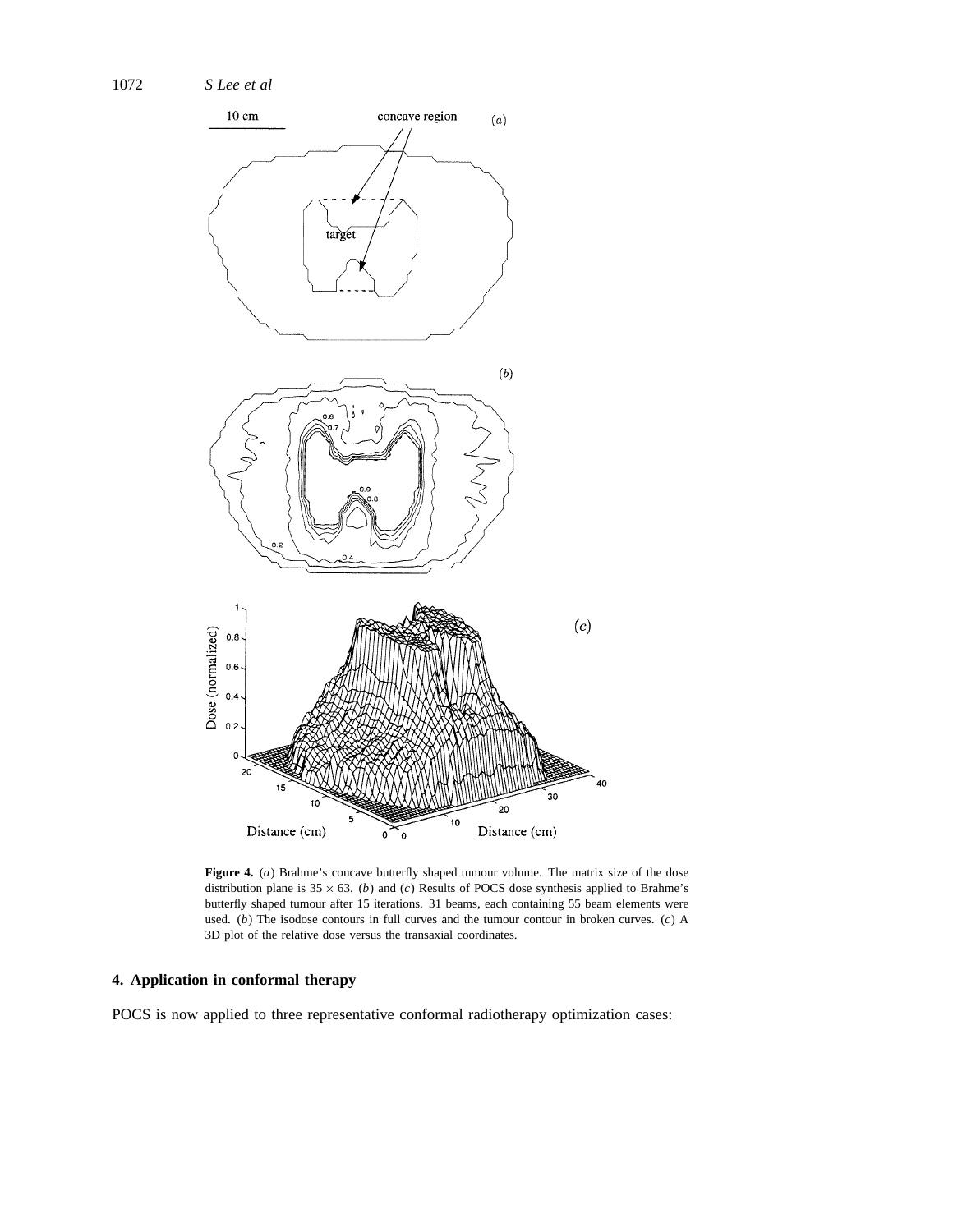**Figure 4.** (*a*) Brahme's concave butterfly shaped tumour volume. The matrix size of the dose distribution plane is $35 \times 63$. (*b*) and (*c*) Results of POCS dose synthesis applied to Brahme's butterfly shaped tumour after 15 iterations. 31 beams, each containing 55 beam elements were used. (*b*) The isodose contours in full curves and the tumour contour in broken curves. (*c*) A 3D plot of the relative dose versus the transaxial coordinates.

## 4. Application in conformal therapy

POCS is now applied to three representative conformal radiotherapy optimization cases: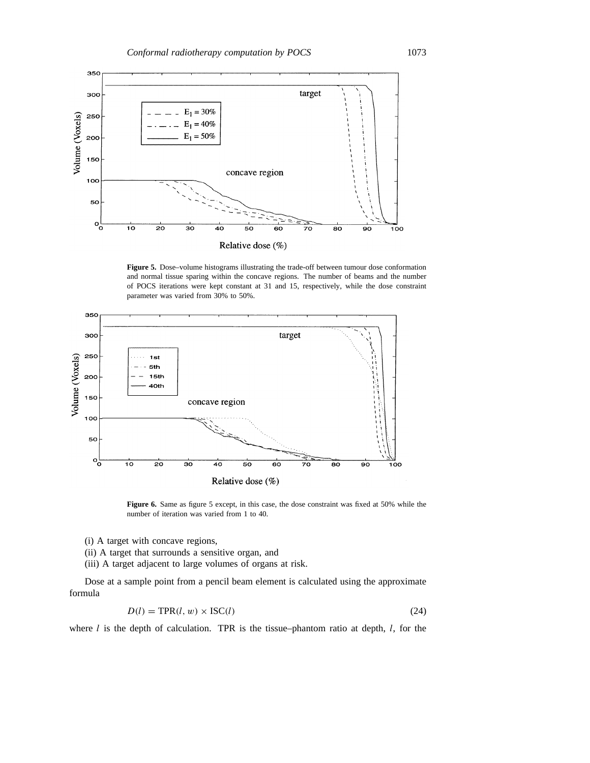**Figure 5.** Dose–volume histograms illustrating the trade-off between tumour dose conformation and normal tissue sparing within the concave regions. The number of beams and the number of POCS iterations were kept constant at 31 and 15, respectively, while the dose constraint parameter was varied from 30% to 50%.

**Figure 6.** Same as figure 5 except, in this case, the dose constraint was fixed at 50% while the number of iteration was varied from 1 to 40.

(i) A target with concave regions,
(ii) A target that surrounds a sensitive organ, and
(iii) A target adjacent to large volumes of organs at risk.

Dose at a sample point from a pencil beam element is calculated using the approximate formula

$$D(l) = \mathrm{TPR}(l, w) \times \mathrm{ISC}(l) \tag{24}$$

where $l$ is the depth of calculation. TPR is the tissue–phantom ratio at depth, $l$, for the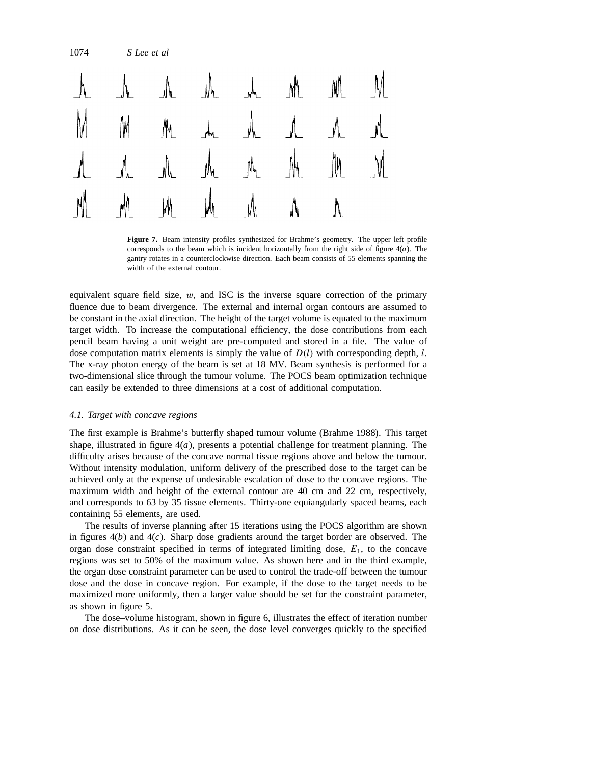**Figure 7.** Beam intensity profiles synthesized for Brahme's geometry. The upper left profile corresponds to the beam which is incident horizontally from the right side of figure 4(*a*). The gantry rotates in a counterclockwise direction. Each beam consists of 55 elements spanning the width of the external contour.

equivalent square field size, $w$, and ISC is the inverse square correction of the primary fluence due to beam divergence. The external and internal organ contours are assumed to be constant in the axial direction. The height of the target volume is equated to the maximum target width. To increase the computational efficiency, the dose contributions from each pencil beam having a unit weight are pre-computed and stored in a file. The value of dose computation matrix elements is simply the value of $D(l)$ with corresponding depth, $l$. The x-ray photon energy of the beam is set at 18 MV. Beam synthesis is performed for a two-dimensional slice through the tumour volume. The POCS beam optimization technique can easily be extended to three dimensions at a cost of additional computation.

### *4.1. Target with concave regions*

The first example is Brahme's butterfly shaped tumour volume (Brahme 1988). This target shape, illustrated in figure 4(*a*), presents a potential challenge for treatment planning. The difficulty arises because of the concave normal tissue regions above and below the tumour. Without intensity modulation, uniform delivery of the prescribed dose to the target can be achieved only at the expense of undesirable escalation of dose to the concave regions. The maximum width and height of the external contour are 40 cm and 22 cm, respectively, and corresponds to 63 by 35 tissue elements. Thirty-one equiangularly spaced beams, each containing 55 elements, are used.

The results of inverse planning after 15 iterations using the POCS algorithm are shown in figures 4(*b*) and 4(*c*). Sharp dose gradients around the target border are observed. The organ dose constraint specified in terms of integrated limiting dose, $E_1$, to the concave regions was set to 50% of the maximum value. As shown here and in the third example, the organ dose constraint parameter can be used to control the trade-off between the tumour dose and the dose in concave region. For example, if the dose to the target needs to be maximized more uniformly, then a larger value should be set for the constraint parameter, as shown in figure 5.

The dose–volume histogram, shown in figure 6, illustrates the effect of iteration number on dose distributions. As it can be seen, the dose level converges quickly to the specified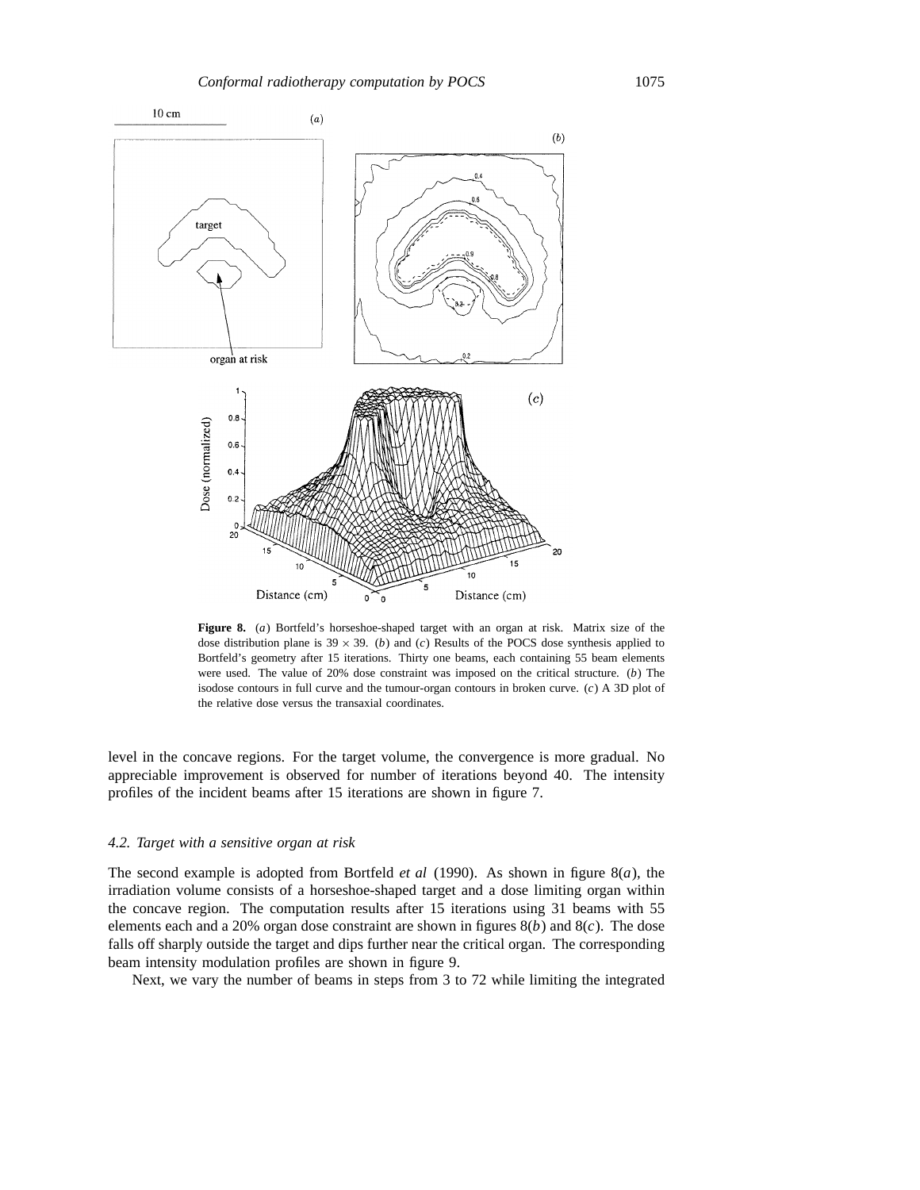**Figure 8.** (*a*) Bortfeld's horseshoe-shaped target with an organ at risk. Matrix size of the dose distribution plane is $39 \times 39$. (*b*) and (*c*) Results of the POCS dose synthesis applied to Bortfeld's geometry after 15 iterations. Thirty one beams, each containing 55 beam elements were used. The value of 20% dose constraint was imposed on the critical structure. (*b*) The isodose contours in full curve and the tumour-organ contours in broken curve. (*c*) A 3D plot of the relative dose versus the transaxial coordinates.

level in the concave regions. For the target volume, the convergence is more gradual. No appreciable improvement is observed for number of iterations beyond 40. The intensity profiles of the incident beams after 15 iterations are shown in figure 7.

### *4.2. Target with a sensitive organ at risk*

The second example is adopted from Bortfeld *et al* (1990). As shown in figure 8(*a*), the irradiation volume consists of a horseshoe-shaped target and a dose limiting organ within the concave region. The computation results after 15 iterations using 31 beams with 55 elements each and a 20% organ dose constraint are shown in figures 8(*b*) and 8(*c*). The dose falls off sharply outside the target and dips further near the critical organ. The corresponding beam intensity modulation profiles are shown in figure 9.

Next, we vary the number of beams in steps from 3 to 72 while limiting the integrated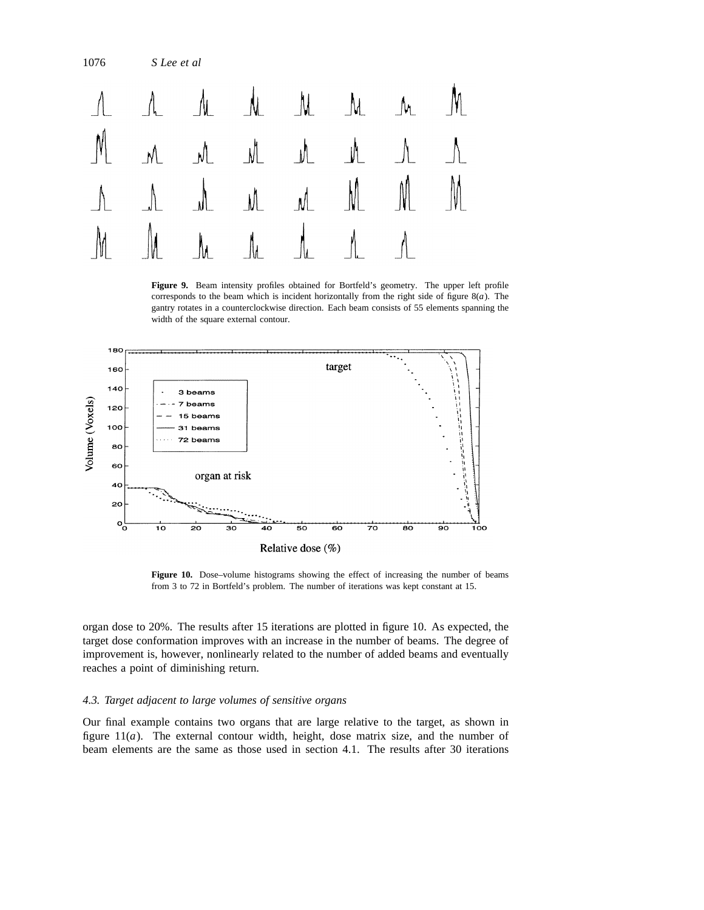**Figure 9.** Beam intensity profiles obtained for Bortfeld's geometry. The upper left profile corresponds to the beam which is incident horizontally from the right side of figure 8(*a*). The gantry rotates in a counterclockwise direction. Each beam consists of 55 elements spanning the width of the square external contour.

**Figure 10.** Dose–volume histograms showing the effect of increasing the number of beams from 3 to 72 in Bortfeld's problem. The number of iterations was kept constant at 15.

organ dose to 20%. The results after 15 iterations are plotted in figure 10. As expected, the target dose conformation improves with an increase in the number of beams. The degree of improvement is, however, nonlinearly related to the number of added beams and eventually reaches a point of diminishing return.

### *4.3. Target adjacent to large volumes of sensitive organs*

Our final example contains two organs that are large relative to the target, as shown in figure 11(*a*). The external contour width, height, dose matrix size, and the number of beam elements are the same as those used in section 4.1. The results after 30 iterations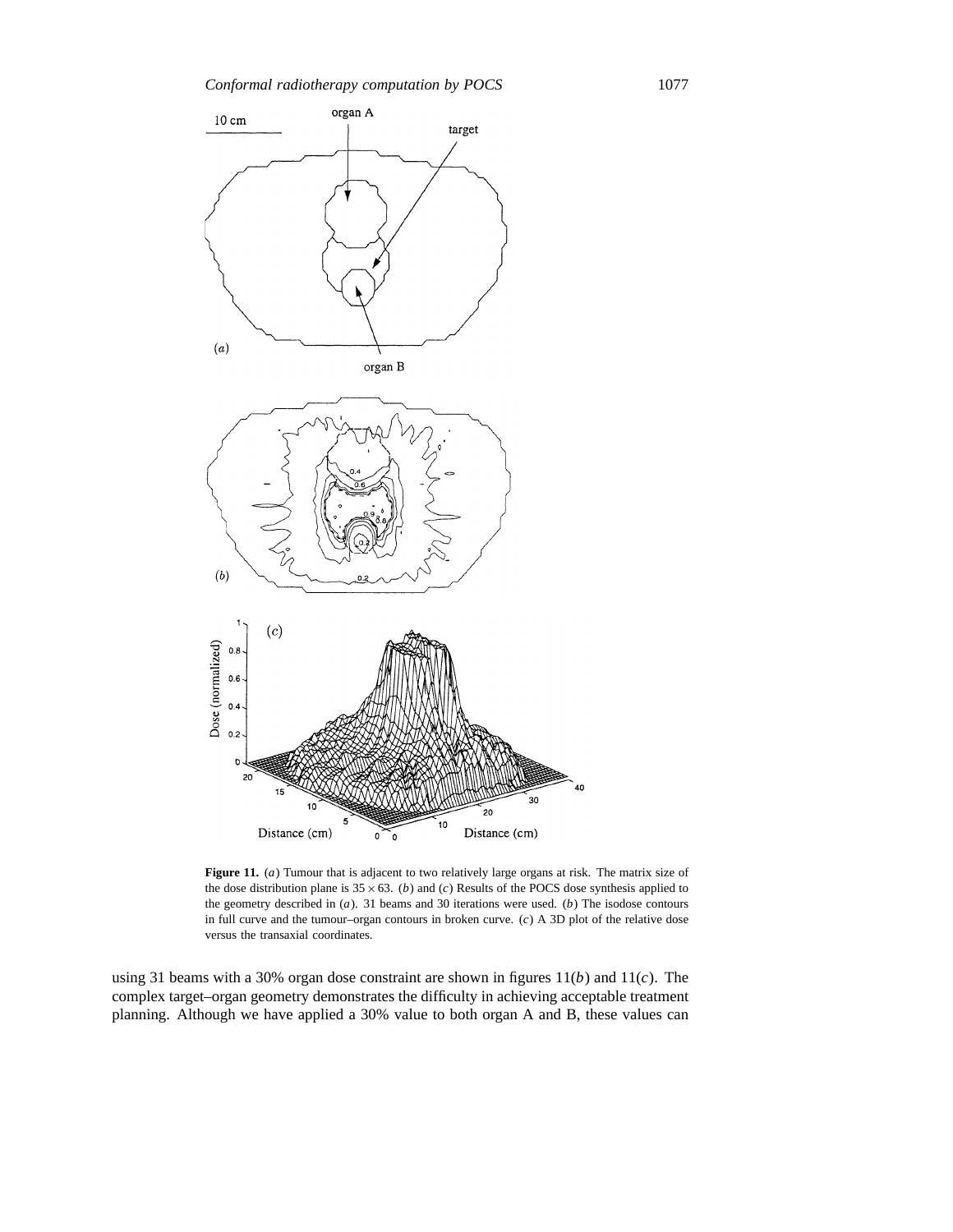**Figure 11.** (*a*) Tumour that is adjacent to two relatively large organs at risk. The matrix size of the dose distribution plane is $35 \times 63$. (*b*) and (*c*) Results of the POCS dose synthesis applied to the geometry described in (*a*). 31 beams and 30 iterations were used. (*b*) The isodose contours in full curve and the tumour–organ contours in broken curve. (*c*) A 3D plot of the relative dose versus the transaxial coordinates.

using 31 beams with a 30% organ dose constraint are shown in figures 11(*b*) and 11(*c*). The complex target–organ geometry demonstrates the difficulty in achieving acceptable treatment planning. Although we have applied a 30% value to both organ A and B, these values can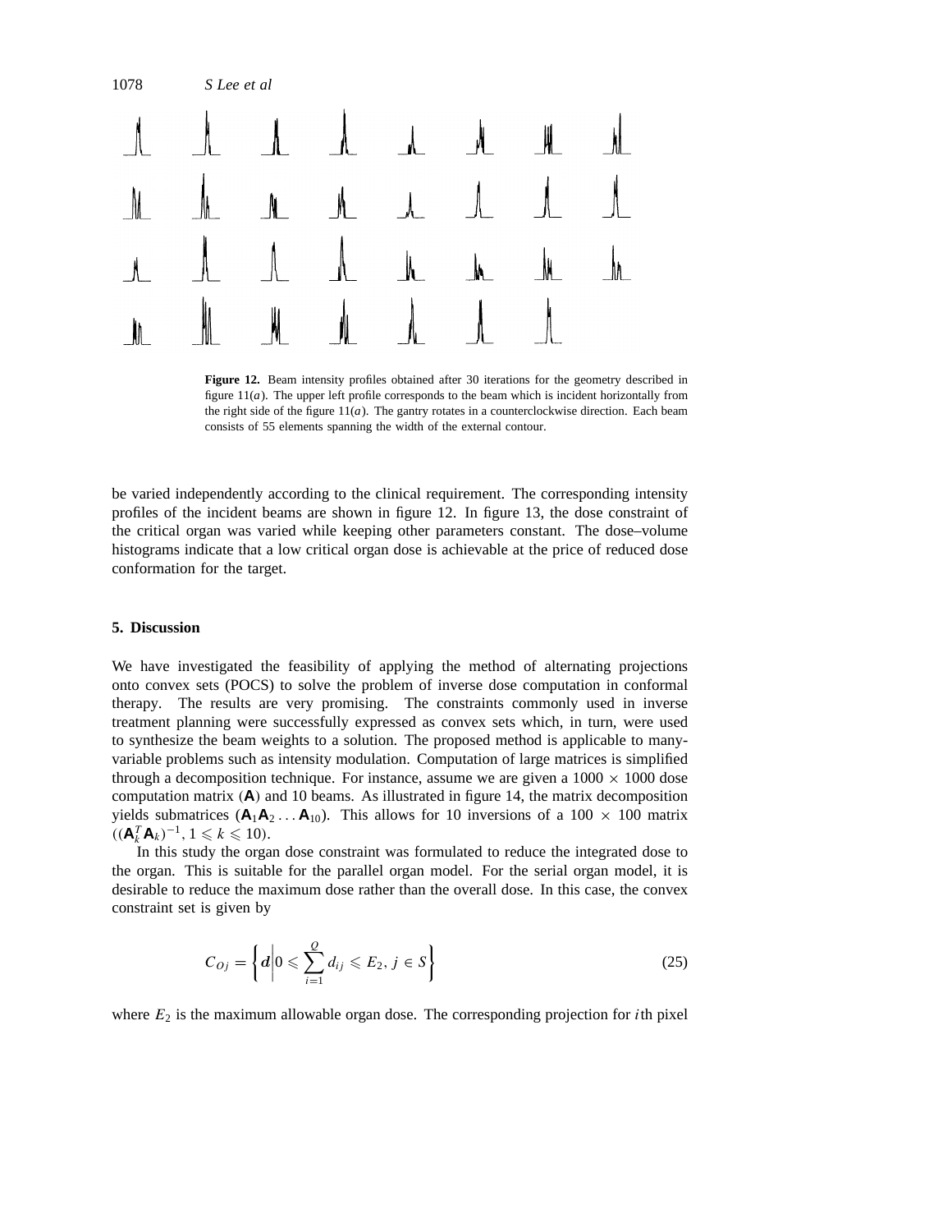**Figure 12.** Beam intensity profiles obtained after 30 iterations for the geometry described in figure 11(*a*). The upper left profile corresponds to the beam which is incident horizontally from the right side of the figure 11(*a*). The gantry rotates in a counterclockwise direction. Each beam consists of 55 elements spanning the width of the external contour.

be varied independently according to the clinical requirement. The corresponding intensity profiles of the incident beams are shown in figure 12. In figure 13, the dose constraint of the critical organ was varied while keeping other parameters constant. The dose–volume histograms indicate that a low critical organ dose is achievable at the price of reduced dose conformation for the target.

## 5. Discussion

We have investigated the feasibility of applying the method of alternating projections onto convex sets (POCS) to solve the problem of inverse dose computation in conformal therapy. The results are very promising. The constraints commonly used in inverse treatment planning were successfully expressed as convex sets which, in turn, were used to synthesize the beam weights to a solution. The proposed method is applicable to many-variable problems such as intensity modulation. Computation of large matrices is simplified through a decomposition technique. For instance, assume we are given a $1000 \times 1000$ dose computation matrix ($\mathbf{A}$) and 10 beams. As illustrated in figure 14, the matrix decomposition yields submatrices ($\mathbf{A}_1\mathbf{A}_2 \ldots \mathbf{A}_{10}$). This allows for 10 inversions of a $100 \times 100$ matrix $((\mathbf{A}_k^T\mathbf{A}_k)^{-1}, 1 \leqslant k \leqslant 10)$.

In this study the organ dose constraint was formulated to reduce the integrated dose to the organ. This is suitable for the parallel organ model. For the serial organ model, it is desirable to reduce the maximum dose rather than the overall dose. In this case, the convex constraint set is given by

$$C_{Oj} = \left\{ \boldsymbol{d} \middle| 0 \leqslant \sum_{i=1}^{Q} d_{ij} \leqslant E_2,\ j \in S \right\} \tag{25}$$

where $E_2$ is the maximum allowable organ dose. The corresponding projection for $i$th pixel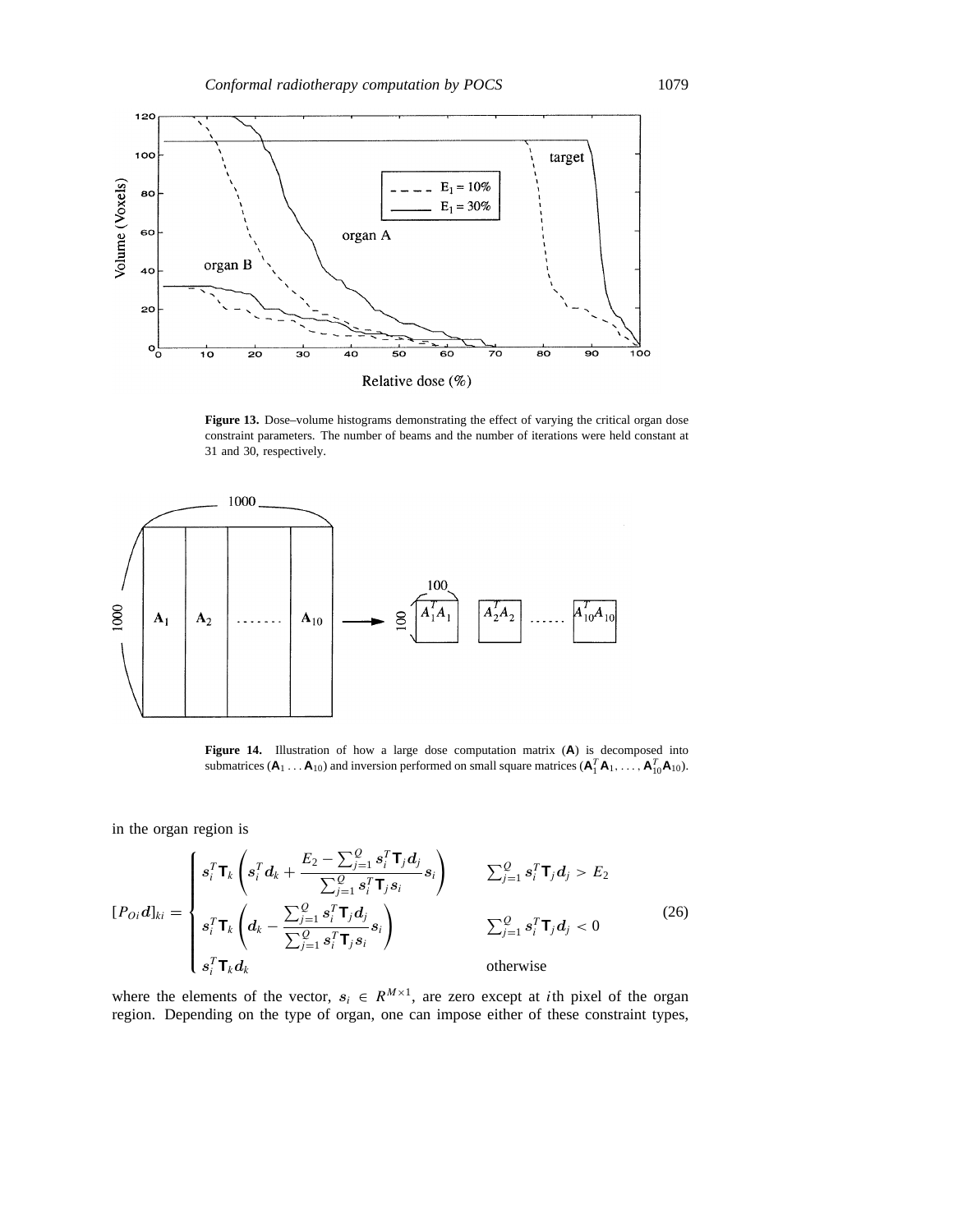**Figure 13.** Dose–volume histograms demonstrating the effect of varying the critical organ dose constraint parameters. The number of beams and the number of iterations were held constant at 31 and 30, respectively.

**Figure 14.** Illustration of how a large dose computation matrix (**A**) is decomposed into submatrices ($\mathbf{A}_1 \ldots \mathbf{A}_{10}$) and inversion performed on small square matrices ($\mathbf{A}_1^T\mathbf{A}_1, \ldots, \mathbf{A}_{10}^T\mathbf{A}_{10}$).

in the organ region is

$$
[P_{Oi}\boldsymbol{d}]_{ki} = \begin{cases} \boldsymbol{s}_i^T \mathbf{T}_k \left( \boldsymbol{s}_i^T \boldsymbol{d}_k + \dfrac{E_2 - \sum_{j=1}^{Q} \boldsymbol{s}_i^T \mathbf{T}_j \boldsymbol{d}_j}{\sum_{j=1}^{Q} \boldsymbol{s}_i^T \mathbf{T}_j \boldsymbol{s}_i} \boldsymbol{s}_i \right) & \sum_{j=1}^{Q} \boldsymbol{s}_i^T \mathbf{T}_j \boldsymbol{d}_j > E_2 \\ \boldsymbol{s}_i^T \mathbf{T}_k \left( \boldsymbol{d}_k - \dfrac{\sum_{j=1}^{Q} \boldsymbol{s}_i^T \mathbf{T}_j \boldsymbol{d}_j}{\sum_{j=1}^{Q} \boldsymbol{s}_i^T \mathbf{T}_j \boldsymbol{s}_i} \boldsymbol{s}_i \right) & \sum_{j=1}^{Q} \boldsymbol{s}_i^T \mathbf{T}_j \boldsymbol{d}_j < 0 \\ \boldsymbol{s}_i^T \mathbf{T}_k \boldsymbol{d}_k & \text{otherwise} \end{cases} \tag{26}
$$

where the elements of the vector, $\boldsymbol{s}_i \in R^{M\times 1}$, are zero except at $i$th pixel of the organ region. Depending on the type of organ, one can impose either of these constraint types,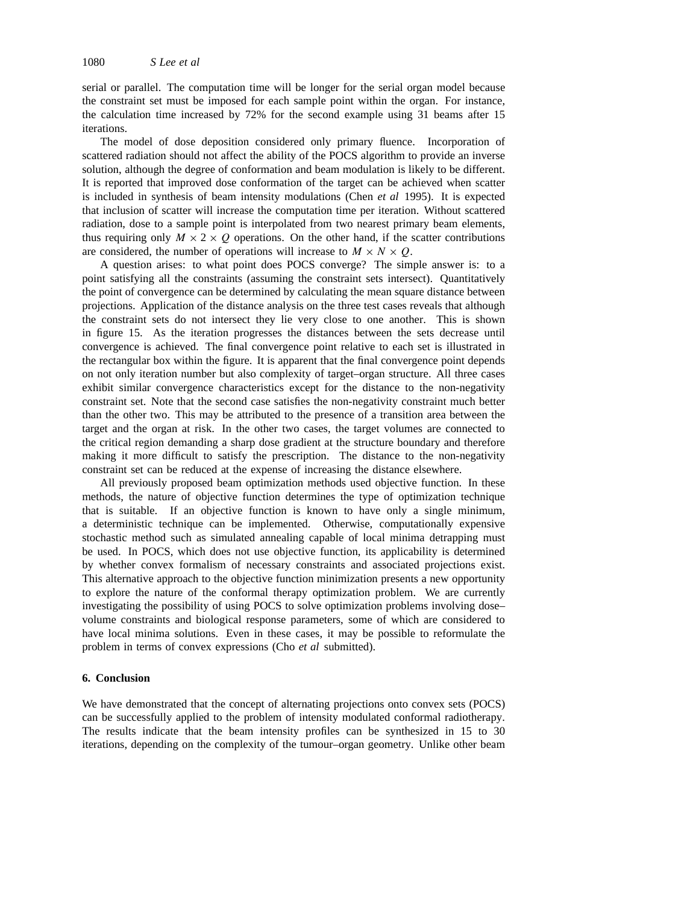serial or parallel. The computation time will be longer for the serial organ model because the constraint set must be imposed for each sample point within the organ. For instance, the calculation time increased by 72% for the second example using 31 beams after 15 iterations.

The model of dose deposition considered only primary fluence. Incorporation of scattered radiation should not affect the ability of the POCS algorithm to provide an inverse solution, although the degree of conformation and beam modulation is likely to be different. It is reported that improved dose conformation of the target can be achieved when scatter is included in synthesis of beam intensity modulations (Chen *et al* 1995). It is expected that inclusion of scatter will increase the computation time per iteration. Without scattered radiation, dose to a sample point is interpolated from two nearest primary beam elements, thus requiring only $M \times 2 \times Q$ operations. On the other hand, if the scatter contributions are considered, the number of operations will increase to $M \times N \times Q$.

A question arises: to what point does POCS converge? The simple answer is: to a point satisfying all the constraints (assuming the constraint sets intersect). Quantitatively the point of convergence can be determined by calculating the mean square distance between projections. Application of the distance analysis on the three test cases reveals that although the constraint sets do not intersect they lie very close to one another. This is shown in figure 15. As the iteration progresses the distances between the sets decrease until convergence is achieved. The final convergence point relative to each set is illustrated in the rectangular box within the figure. It is apparent that the final convergence point depends on not only iteration number but also complexity of target–organ structure. All three cases exhibit similar convergence characteristics except for the distance to the non-negativity constraint set. Note that the second case satisfies the non-negativity constraint much better than the other two. This may be attributed to the presence of a transition area between the target and the organ at risk. In the other two cases, the target volumes are connected to the critical region demanding a sharp dose gradient at the structure boundary and therefore making it more difficult to satisfy the prescription. The distance to the non-negativity constraint set can be reduced at the expense of increasing the distance elsewhere.

All previously proposed beam optimization methods used objective function. In these methods, the nature of objective function determines the type of optimization technique that is suitable. If an objective function is known to have only a single minimum, a deterministic technique can be implemented. Otherwise, computationally expensive stochastic method such as simulated annealing capable of local minima detrapping must be used. In POCS, which does not use objective function, its applicability is determined by whether convex formalism of necessary constraints and associated projections exist. This alternative approach to the objective function minimization presents a new opportunity to explore the nature of the conformal therapy optimization problem. We are currently investigating the possibility of using POCS to solve optimization problems involving dose–volume constraints and biological response parameters, some of which are considered to have local minima solutions. Even in these cases, it may be possible to reformulate the problem in terms of convex expressions (Cho *et al* submitted).

## 6. Conclusion

We have demonstrated that the concept of alternating projections onto convex sets (POCS) can be successfully applied to the problem of intensity modulated conformal radiotherapy. The results indicate that the beam intensity profiles can be synthesized in 15 to 30 iterations, depending on the complexity of the tumour–organ geometry. Unlike other beam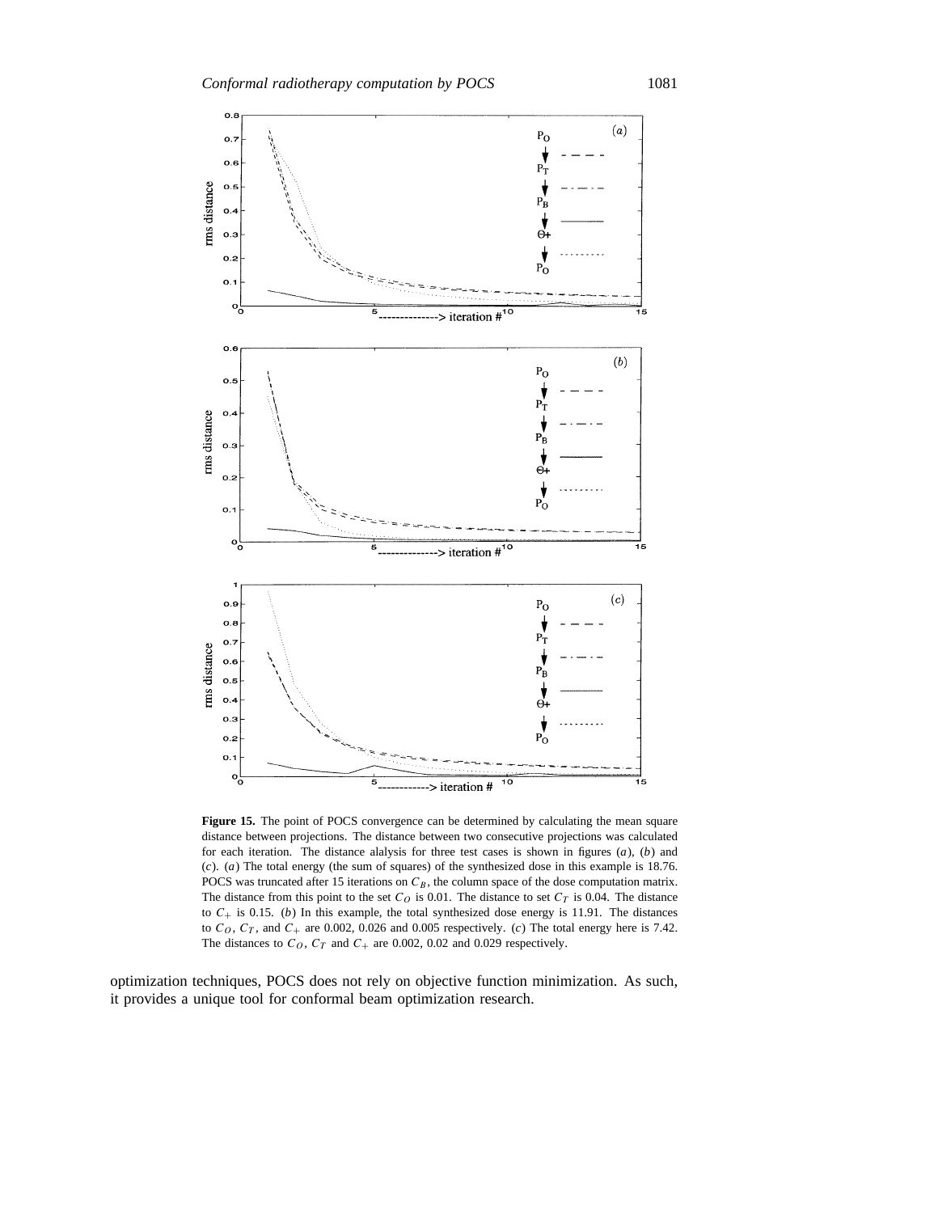**Figure 15.** The point of POCS convergence can be determined by calculating the mean square distance between projections. The distance between two consecutive projections was calculated for each iteration. The distance alalysis for three test cases is shown in figures (*a*), (*b*) and (*c*). (*a*) The total energy (the sum of squares) of the synthesized dose in this example is 18.76. POCS was truncated after 15 iterations on $C_B$, the column space of the dose computation matrix. The distance from this point to the set $C_O$ is 0.01. The distance to set $C_T$ is 0.04. The distance to $C_+$ is 0.15. (*b*) In this example, the total synthesized dose energy is 11.91. The distances to $C_O$, $C_T$, and $C_+$ are 0.002, 0.026 and 0.005 respectively. (*c*) The total energy here is 7.42. The distances to $C_O$, $C_T$ and $C_+$ are 0.002, 0.02 and 0.029 respectively.

optimization techniques, POCS does not rely on objective function minimization. As such, it provides a unique tool for conformal beam optimization research.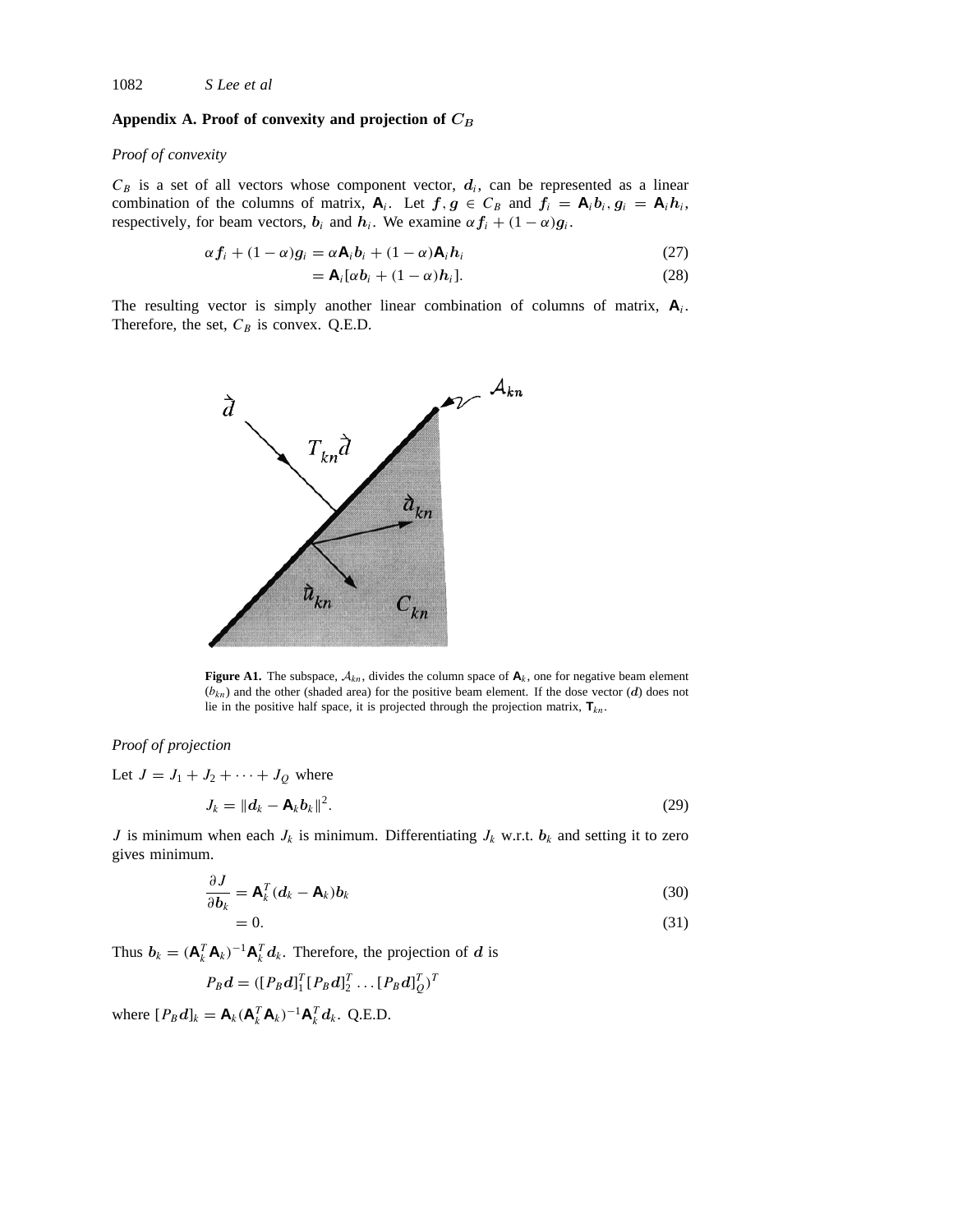## Appendix A. Proof of convexity and projection of $C_B$

*Proof of convexity*

$C_B$ is a set of all vectors whose component vector, $\boldsymbol{d}_i$, can be represented as a linear combination of the columns of matrix, $\mathbf{A}_i$. Let $\boldsymbol{f}, \boldsymbol{g} \in C_B$ and $\boldsymbol{f}_i = \mathbf{A}_i \boldsymbol{b}_i, \boldsymbol{g}_i = \mathbf{A}_i \boldsymbol{h}_i$, respectively, for beam vectors, $\boldsymbol{b}_i$ and $\boldsymbol{h}_i$. We examine $\alpha \boldsymbol{f}_i + (1-\alpha)\boldsymbol{g}_i$.

$$\alpha \boldsymbol{f}_i + (1-\alpha)\boldsymbol{g}_i = \alpha \mathbf{A}_i \boldsymbol{b}_i + (1-\alpha)\mathbf{A}_i \boldsymbol{h}_i \tag{27}$$

$$= \mathbf{A}_i[\alpha \boldsymbol{b}_i + (1-\alpha)\boldsymbol{h}_i]. \tag{28}$$

The resulting vector is simply another linear combination of columns of matrix, $\mathbf{A}_i$. Therefore, the set, $C_B$ is convex. Q.E.D.

**Figure A1.** The subspace, $\mathcal{A}_{kn}$, divides the column space of $\mathbf{A}_k$, one for negative beam element ($b_{kn}$) and the other (shaded area) for the positive beam element. If the dose vector ($\boldsymbol{d}$) does not lie in the positive half space, it is projected through the projection matrix, $\mathbf{T}_{kn}$.

*Proof of projection*

Let $J = J_1 + J_2 + \cdots + J_Q$ where

$$J_k = \|\boldsymbol{d}_k - \mathbf{A}_k \boldsymbol{b}_k\|^2. \tag{29}$$

$J$ is minimum when each $J_k$ is minimum. Differentiating $J_k$ w.r.t. $\boldsymbol{b}_k$ and setting it to zero gives minimum.

$$\frac{\partial J}{\partial \boldsymbol{b}_k} = \mathbf{A}_k^T(\boldsymbol{d}_k - \mathbf{A}_k)\boldsymbol{b}_k \tag{30}$$

$$= 0. \tag{31}$$

Thus $\boldsymbol{b}_k = (\mathbf{A}_k^T \mathbf{A}_k)^{-1}\mathbf{A}_k^T \boldsymbol{d}_k$. Therefore, the projection of $\boldsymbol{d}$ is

$$P_B \boldsymbol{d} = ([P_B \boldsymbol{d}]_1^T [P_B \boldsymbol{d}]_2^T \ldots [P_B \boldsymbol{d}]_Q^T)^T$$

where $[P_B \boldsymbol{d}]_k = \mathbf{A}_k(\mathbf{A}_k^T \mathbf{A}_k)^{-1}\mathbf{A}_k^T \boldsymbol{d}_k$. Q.E.D.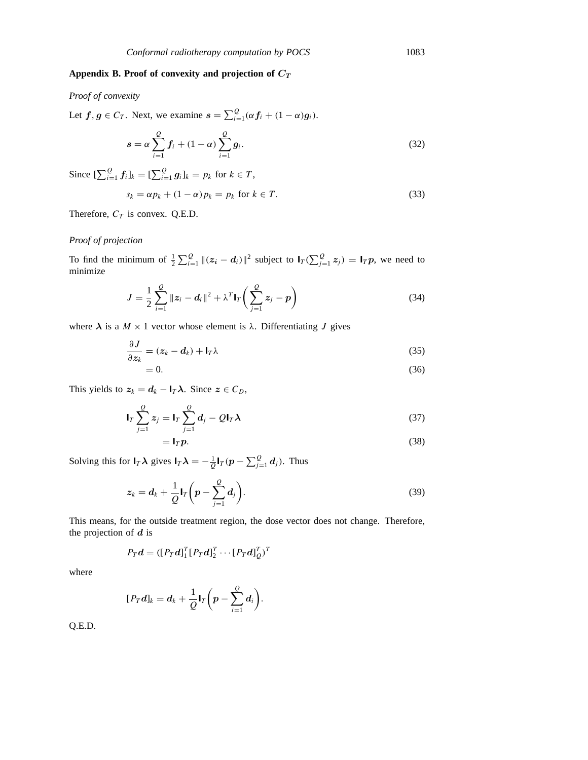## Appendix B. Proof of convexity and projection of $C_T$

*Proof of convexity*

Let $\boldsymbol{f}, \boldsymbol{g} \in C_T$. Next, we examine $\boldsymbol{s} = \sum_{i=1}^{Q}(\alpha \boldsymbol{f}_i + (1-\alpha)\boldsymbol{g}_i)$.

$$\boldsymbol{s} = \alpha \sum_{i=1}^{Q} \boldsymbol{f}_i + (1-\alpha) \sum_{i=1}^{Q} \boldsymbol{g}_i. \tag{32}$$

Since $[\sum_{i=1}^{Q} \boldsymbol{f}_i]_k = [\sum_{i=1}^{Q} \boldsymbol{g}_i]_k = p_k$ for $k \in T$,

$$s_k = \alpha p_k + (1-\alpha) p_k = p_k \text{ for } k \in T. \tag{33}$$

Therefore, $C_T$ is convex. Q.E.D.

*Proof of projection*

To find the minimum of $\frac{1}{2}\sum_{i=1}^{Q} \|(\boldsymbol{z}_i - \boldsymbol{d}_i)\|^2$ subject to $\mathsf{I}_T(\sum_{j=1}^{Q} \boldsymbol{z}_j) = \mathsf{I}_T \boldsymbol{p}$, we need to minimize

$$J = \frac{1}{2}\sum_{i=1}^{Q} \|\boldsymbol{z}_i - \boldsymbol{d}_i\|^2 + \lambda^T \mathsf{I}_T \left( \sum_{j=1}^{Q} \boldsymbol{z}_j - \boldsymbol{p} \right) \tag{34}$$

where $\boldsymbol{\lambda}$ is a $M \times 1$ vector whose element is $\lambda$. Differentiating $J$ gives

$$\frac{\partial J}{\partial \boldsymbol{z}_k} = (\boldsymbol{z}_k - \boldsymbol{d}_k) + \mathsf{I}_T \lambda \tag{35}$$

$$= 0. \tag{36}$$

This yields to $\boldsymbol{z}_k = \boldsymbol{d}_k - \mathsf{I}_T \boldsymbol{\lambda}$. Since $\boldsymbol{z} \in C_D$,

$$\mathsf{I}_T \sum_{j=1}^{Q} \boldsymbol{z}_j = \mathsf{I}_T \sum_{j=1}^{Q} \boldsymbol{d}_j - Q \mathsf{I}_T \boldsymbol{\lambda} \tag{37}$$

$$= \mathsf{I}_T \boldsymbol{p}. \tag{38}$$

Solving this for $\mathsf{I}_T \boldsymbol{\lambda}$ gives $\mathsf{I}_T \boldsymbol{\lambda} = -\frac{1}{Q} \mathsf{I}_T (\boldsymbol{p} - \sum_{j=1}^{Q} \boldsymbol{d}_j)$. Thus

$$\boldsymbol{z}_k = \boldsymbol{d}_k + \frac{1}{Q} \mathsf{I}_T \left( \boldsymbol{p} - \sum_{j=1}^{Q} \boldsymbol{d}_j \right). \tag{39}$$

This means, for the outside treatment region, the dose vector does not change. Therefore, the projection of $\boldsymbol{d}$ is

$$P_T \boldsymbol{d} = ([P_T \boldsymbol{d}]_1^T [P_T \boldsymbol{d}]_2^T \cdots [P_T \boldsymbol{d}]_Q^T)^T$$

where

$$[P_T \boldsymbol{d}]_k = \boldsymbol{d}_k + \frac{1}{Q} \mathsf{I}_T \left( \boldsymbol{p} - \sum_{i=1}^{Q} \boldsymbol{d}_i \right).$$

Q.E.D.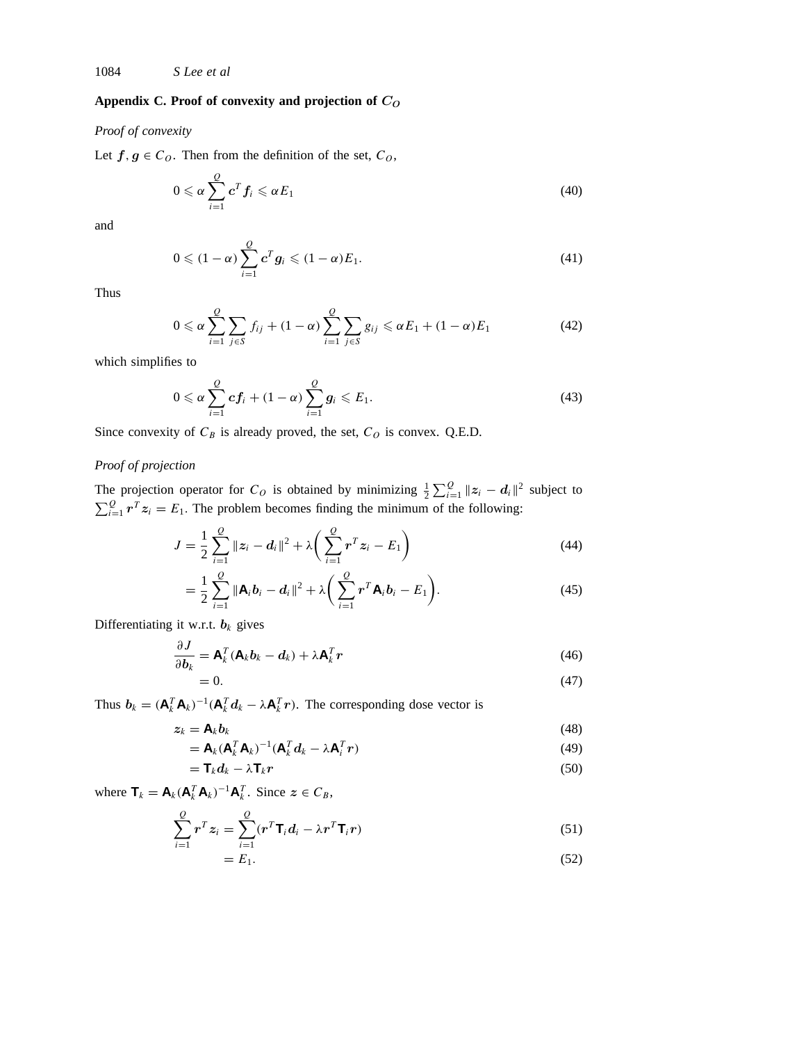## Appendix C. Proof of convexity and projection of $C_O$

*Proof of convexity*

Let $\boldsymbol{f}, \boldsymbol{g} \in C_O$. Then from the definition of the set, $C_O$,

$$0 \leqslant \alpha \sum_{i=1}^{Q} \boldsymbol{c}^T \boldsymbol{f}_i \leqslant \alpha E_1 \tag{40}$$

and

$$0 \leqslant (1-\alpha) \sum_{i=1}^{Q} \boldsymbol{c}^T \boldsymbol{g}_i \leqslant (1-\alpha) E_1. \tag{41}$$

Thus

$$0 \leqslant \alpha \sum_{i=1}^{Q} \sum_{j \in S} f_{ij} + (1-\alpha) \sum_{i=1}^{Q} \sum_{j \in S} g_{ij} \leqslant \alpha E_1 + (1-\alpha) E_1 \tag{42}$$

which simplifies to

$$0 \leqslant \alpha \sum_{i=1}^{Q} \boldsymbol{c} \boldsymbol{f}_i + (1-\alpha) \sum_{i=1}^{Q} \boldsymbol{g}_i \leqslant E_1. \tag{43}$$

Since convexity of $C_B$ is already proved, the set, $C_O$ is convex. Q.E.D.

*Proof of projection*

The projection operator for $C_O$ is obtained by minimizing $\frac{1}{2}\sum_{i=1}^{Q} \|\boldsymbol{z}_i - \boldsymbol{d}_i\|^2$ subject to $\sum_{i=1}^{Q} \boldsymbol{r}^T \boldsymbol{z}_i = E_1$. The problem becomes finding the minimum of the following:

$$J = \frac{1}{2} \sum_{i=1}^{Q} \|\boldsymbol{z}_i - \boldsymbol{d}_i\|^2 + \lambda \left( \sum_{i=1}^{Q} \boldsymbol{r}^T \boldsymbol{z}_i - E_1 \right) \tag{44}$$

$$= \frac{1}{2} \sum_{i=1}^{Q} \|\mathbf{A}_i \boldsymbol{b}_i - \boldsymbol{d}_i\|^2 + \lambda \left( \sum_{i=1}^{Q} \boldsymbol{r}^T \mathbf{A}_i \boldsymbol{b}_i - E_1 \right). \tag{45}$$

Differentiating it w.r.t. $\boldsymbol{b}_k$ gives

$$\frac{\partial J}{\partial \boldsymbol{b}_k} = \mathbf{A}_k^T (\mathbf{A}_k \boldsymbol{b}_k - \boldsymbol{d}_k) + \lambda \mathbf{A}_k^T \boldsymbol{r} \tag{46}$$

$$= 0. \tag{47}$$

Thus $\boldsymbol{b}_k = (\mathbf{A}_k^T \mathbf{A}_k)^{-1} (\mathbf{A}_k^T \boldsymbol{d}_k - \lambda \mathbf{A}_k^T \boldsymbol{r})$. The corresponding dose vector is

$$\boldsymbol{z}_k = \mathbf{A}_k \boldsymbol{b}_k \tag{48}$$

$$= \mathbf{A}_k (\mathbf{A}_k^T \mathbf{A}_k)^{-1} (\mathbf{A}_k^T \boldsymbol{d}_k - \lambda \mathbf{A}_i^T \boldsymbol{r}) \tag{49}$$

$$= \mathbf{T}_k \boldsymbol{d}_k - \lambda \mathbf{T}_k \boldsymbol{r} \tag{50}$$

where $\mathbf{T}_k = \mathbf{A}_k (\mathbf{A}_k^T \mathbf{A}_k)^{-1} \mathbf{A}_k^T$. Since $\boldsymbol{z} \in C_B$,

$$\sum_{i=1}^{Q} \boldsymbol{r}^T \boldsymbol{z}_i = \sum_{i=1}^{Q} (\boldsymbol{r}^T \mathbf{T}_i \boldsymbol{d}_i - \lambda \boldsymbol{r}^T \mathbf{T}_i \boldsymbol{r}) \tag{51}$$

$$= E_1. \tag{52}$$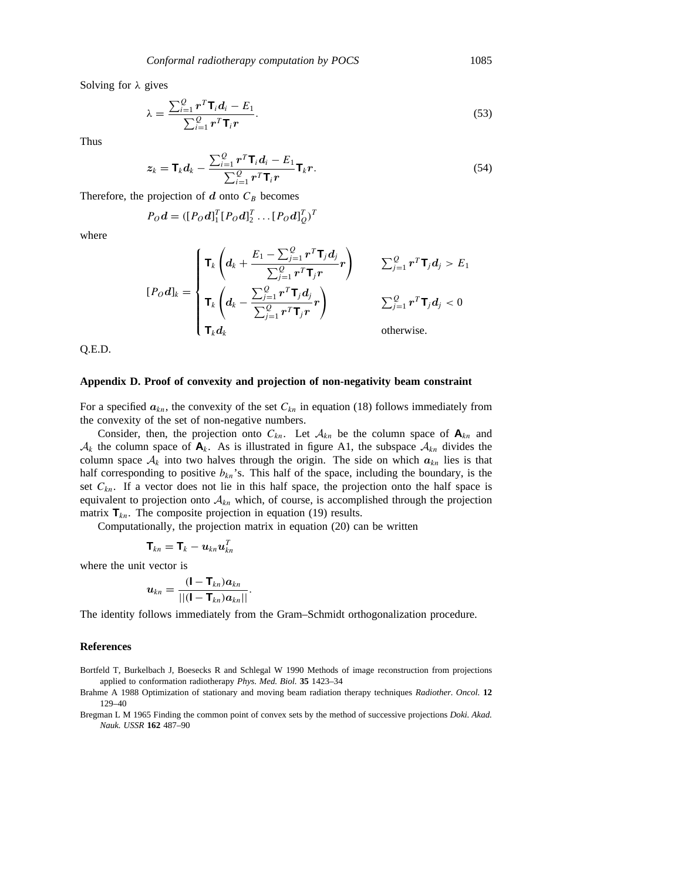Solving for $\lambda$ gives

$$\lambda = \frac{\sum_{i=1}^{Q} \boldsymbol{r}^T \mathbf{T}_i \boldsymbol{d}_i - E_1}{\sum_{i=1}^{Q} \boldsymbol{r}^T \mathbf{T}_i \boldsymbol{r}}. \tag{53}$$

Thus

$$\boldsymbol{z}_k = \mathbf{T}_k \boldsymbol{d}_k - \frac{\sum_{i=1}^{Q} \boldsymbol{r}^T \mathbf{T}_i \boldsymbol{d}_i - E_1}{\sum_{i=1}^{Q} \boldsymbol{r}^T \mathbf{T}_i \boldsymbol{r}} \mathbf{T}_k \boldsymbol{r}. \tag{54}$$

Therefore, the projection of $\boldsymbol{d}$ onto $C_B$ becomes

$$P_O \boldsymbol{d} = ([P_O \boldsymbol{d}]_1^T [P_O \boldsymbol{d}]_2^T \ldots [P_O \boldsymbol{d}]_Q^T)^T$$

where

$$[P_O \boldsymbol{d}]_k = \begin{cases} \mathbf{T}_k \left( \boldsymbol{d}_k + \dfrac{E_1 - \sum_{j=1}^{Q} \boldsymbol{r}^T \mathbf{T}_j \boldsymbol{d}_j}{\sum_{j=1}^{Q} \boldsymbol{r}^T \mathbf{T}_j \boldsymbol{r}} \boldsymbol{r} \right) & \sum_{j=1}^{Q} \boldsymbol{r}^T \mathbf{T}_j \boldsymbol{d}_j > E_1 \\ \mathbf{T}_k \left( \boldsymbol{d}_k - \dfrac{\sum_{j=1}^{Q} \boldsymbol{r}^T \mathbf{T}_j \boldsymbol{d}_j}{\sum_{j=1}^{Q} \boldsymbol{r}^T \mathbf{T}_j \boldsymbol{r}} \boldsymbol{r} \right) & \sum_{j=1}^{Q} \boldsymbol{r}^T \mathbf{T}_j \boldsymbol{d}_j < 0 \\ \mathbf{T}_k \boldsymbol{d}_k & \text{otherwise.} \end{cases}$$

Q.E.D.

## Appendix D. Proof of convexity and projection of non-negativity beam constraint

For a specified $\boldsymbol{a}_{kn}$, the convexity of the set $C_{kn}$ in equation (18) follows immediately from the convexity of the set of non-negative numbers.

Consider, then, the projection onto $C_{kn}$. Let $\mathcal{A}_{kn}$ be the column space of $\mathbf{A}_{kn}$ and $\mathcal{A}_k$ the column space of $\mathbf{A}_k$. As is illustrated in figure A1, the subspace $\mathcal{A}_{kn}$ divides the column space $\mathcal{A}_k$ into two halves through the origin. The side on which $\boldsymbol{a}_{kn}$ lies is that half corresponding to positive $b_{kn}$'s. This half of the space, including the boundary, is the set $C_{kn}$. If a vector does not lie in this half space, the projection onto the half space is equivalent to projection onto $\mathcal{A}_{kn}$ which, of course, is accomplished through the projection matrix $\mathbf{T}_{kn}$. The composite projection in equation (19) results.

Computationally, the projection matrix in equation (20) can be written

$$\mathbf{T}_{kn} = \mathbf{T}_k - \boldsymbol{u}_{kn} \boldsymbol{u}_{kn}^T$$

where the unit vector is

$$\boldsymbol{u}_{kn} = \frac{(\mathbf{I} - \mathbf{T}_{kn}) \boldsymbol{a}_{kn}}{||(\mathbf{I} - \mathbf{T}_{kn}) \boldsymbol{a}_{kn}||}.$$

The identity follows immediately from the Gram–Schmidt orthogonalization procedure.

## References

Bortfeld T, Burkelbach J, Boesecks R and Schlegal W 1990 Methods of image reconstruction from projections applied to conformation radiotherapy *Phys. Med. Biol.* **35** 1423–34

Brahme A 1988 Optimization of stationary and moving beam radiation therapy techniques *Radiother. Oncol.* **12** 129–40

Bregman L M 1965 Finding the common point of convex sets by the method of successive projections *Doki. Akad. Nauk. USSR* **162** 487–90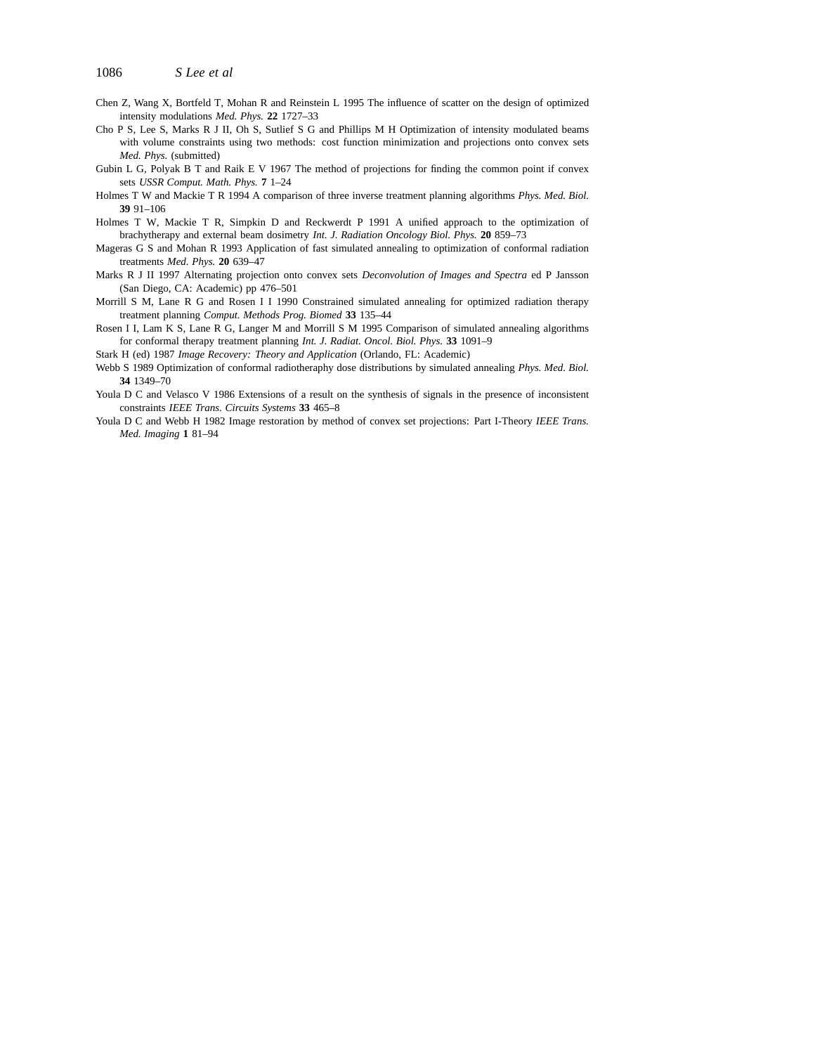Chen Z, Wang X, Bortfeld T, Mohan R and Reinstein L 1995 The influence of scatter on the design of optimized intensity modulations *Med. Phys.* **22** 1727–33

Cho P S, Lee S, Marks R J II, Oh S, Sutlief S G and Phillips M H Optimization of intensity modulated beams with volume constraints using two methods: cost function minimization and projections onto convex sets *Med. Phys.* (submitted)

Gubin L G, Polyak B T and Raik E V 1967 The method of projections for finding the common point if convex sets *USSR Comput. Math. Phys.* **7** 1–24

Holmes T W and Mackie T R 1994 A comparison of three inverse treatment planning algorithms *Phys. Med. Biol.* **39** 91–106

Holmes T W, Mackie T R, Simpkin D and Reckwerdt P 1991 A unified approach to the optimization of brachytherapy and external beam dosimetry *Int. J. Radiation Oncology Biol. Phys.* **20** 859–73

Mageras G S and Mohan R 1993 Application of fast simulated annealing to optimization of conformal radiation treatments *Med. Phys.* **20** 639–47

Marks R J II 1997 Alternating projection onto convex sets *Deconvolution of Images and Spectra* ed P Jansson (San Diego, CA: Academic) pp 476–501

Morrill S M, Lane R G and Rosen I I 1990 Constrained simulated annealing for optimized radiation therapy treatment planning *Comput. Methods Prog. Biomed* **33** 135–44

Rosen I I, Lam K S, Lane R G, Langer M and Morrill S M 1995 Comparison of simulated annealing algorithms for conformal therapy treatment planning *Int. J. Radiat. Oncol. Biol. Phys.* **33** 1091–9

Stark H (ed) 1987 *Image Recovery: Theory and Application* (Orlando, FL: Academic)

Webb S 1989 Optimization of conformal radiotheraphy dose distributions by simulated annealing *Phys. Med. Biol.* **34** 1349–70

Youla D C and Velasco V 1986 Extensions of a result on the synthesis of signals in the presence of inconsistent constraints *IEEE Trans. Circuits Systems* **33** 465–8

Youla D C and Webb H 1982 Image restoration by method of convex set projections: Part I-Theory *IEEE Trans. Med. Imaging* **1** 81–94